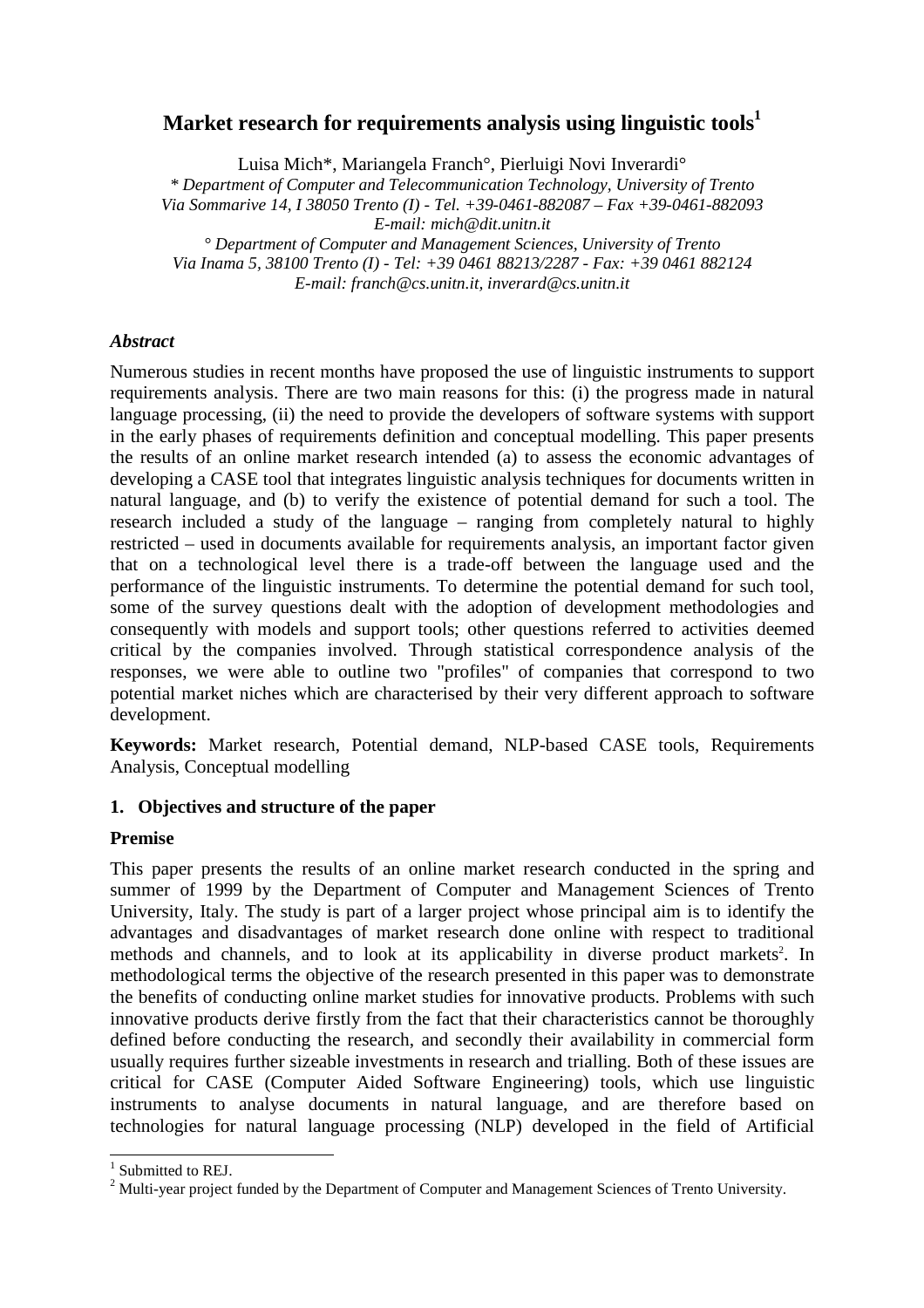# Market research for requirements analysis using linguistic tools[1]

Luisa Mich\*, Mariangela Franch°, Pierluigi Novi Inverardi°

*\* Department of Computer and Telecommunication Technology, University of Trento*
*Via Sommarive 14, I 38050 Trento (I) - Tel. +39-0461-882087 – Fax +39-0461-882093*
*E-mail: mich@dit.unitn.it*
*° Department of Computer and Management Sciences, University of Trento*
*Via Inama 5, 38100 Trento (I) - Tel: +39 0461 88213/2287 - Fax: +39 0461 882124*
*E-mail: franch@cs.unitn.it, inverard@cs.unitn.it*

### *Abstract*

Numerous studies in recent months have proposed the use of linguistic instruments to support requirements analysis. There are two main reasons for this: (i) the progress made in natural language processing, (ii) the need to provide the developers of software systems with support in the early phases of requirements definition and conceptual modelling. This paper presents the results of an online market research intended (a) to assess the economic advantages of developing a CASE tool that integrates linguistic analysis techniques for documents written in natural language, and (b) to verify the existence of potential demand for such a tool. The research included a study of the language – ranging from completely natural to highly restricted – used in documents available for requirements analysis, an important factor given that on a technological level there is a trade-off between the language used and the performance of the linguistic instruments. To determine the potential demand for such tool, some of the survey questions dealt with the adoption of development methodologies and consequently with models and support tools; other questions referred to activities deemed critical by the companies involved. Through statistical correspondence analysis of the responses, we were able to outline two "profiles" of companies that correspond to two potential market niches which are characterised by their very different approach to software development.

**Keywords:** Market research, Potential demand, NLP-based CASE tools, Requirements Analysis, Conceptual modelling

## 1. Objectives and structure of the paper

### Premise

This paper presents the results of an online market research conducted in the spring and summer of 1999 by the Department of Computer and Management Sciences of Trento University, Italy. The study is part of a larger project whose principal aim is to identify the advantages and disadvantages of market research done online with respect to traditional methods and channels, and to look at its applicability in diverse product markets[2]. In methodological terms the objective of the research presented in this paper was to demonstrate the benefits of conducting online market studies for innovative products. Problems with such innovative products derive firstly from the fact that their characteristics cannot be thoroughly defined before conducting the research, and secondly their availability in commercial form usually requires further sizeable investments in research and trialling. Both of these issues are critical for CASE (Computer Aided Software Engineering) tools, which use linguistic instruments to analyse documents in natural language, and are therefore based on technologies for natural language processing (NLP) developed in the field of Artificial

---

[1] Submitted to REJ.

[2] Multi-year project funded by the Department of Computer and Management Sciences of Trento University.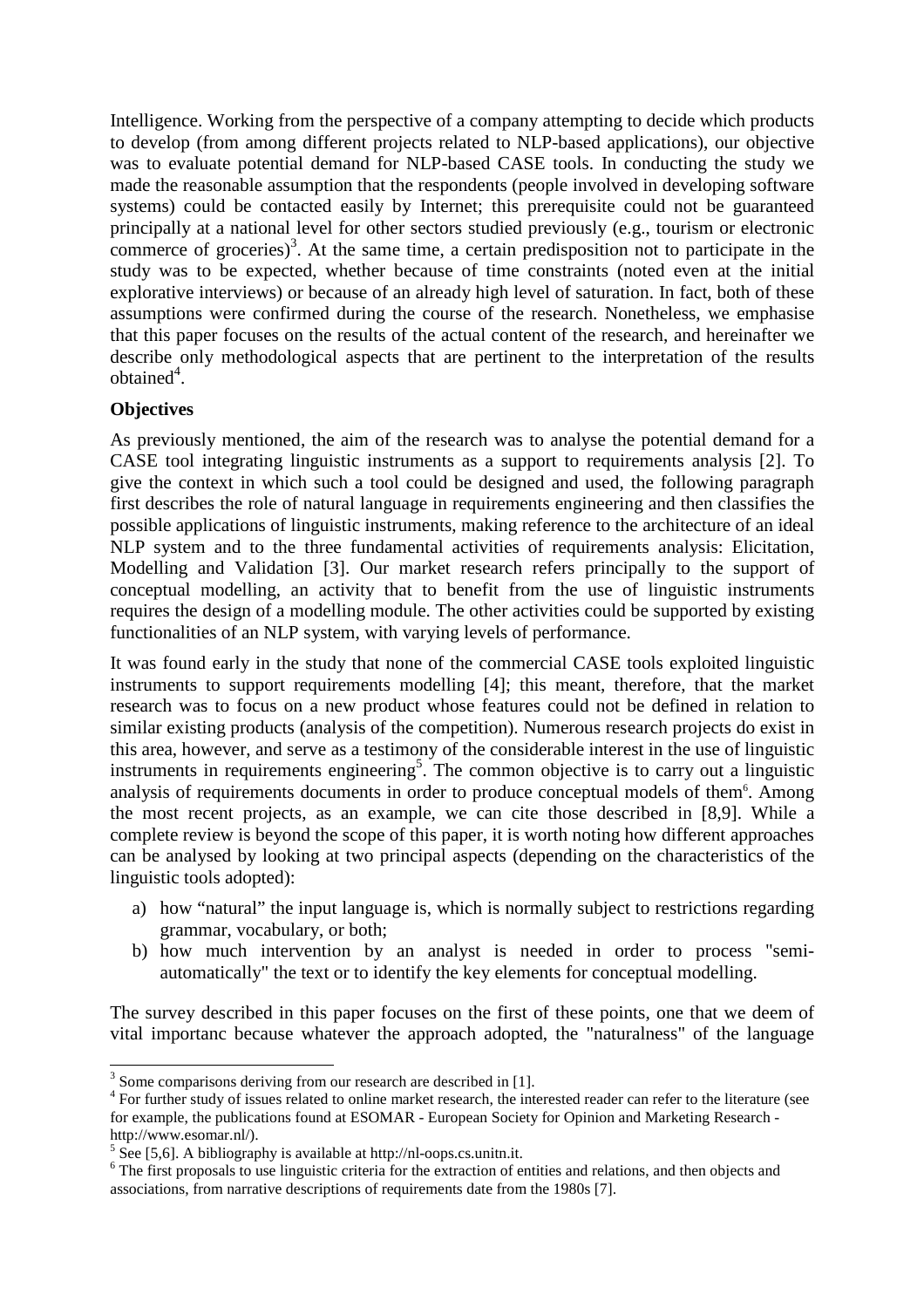Intelligence. Working from the perspective of a company attempting to decide which products to develop (from among different projects related to NLP-based applications), our objective was to evaluate potential demand for NLP-based CASE tools. In conducting the study we made the reasonable assumption that the respondents (people involved in developing software systems) could be contacted easily by Internet; this prerequisite could not be guaranteed principally at a national level for other sectors studied previously (e.g., tourism or electronic commerce of groceries)[3]. At the same time, a certain predisposition not to participate in the study was to be expected, whether because of time constraints (noted even at the initial explorative interviews) or because of an already high level of saturation. In fact, both of these assumptions were confirmed during the course of the research. Nonetheless, we emphasise that this paper focuses on the results of the actual content of the research, and hereinafter we describe only methodological aspects that are pertinent to the interpretation of the results obtained[4].

**Objectives**

As previously mentioned, the aim of the research was to analyse the potential demand for a CASE tool integrating linguistic instruments as a support to requirements analysis [2]. To give the context in which such a tool could be designed and used, the following paragraph first describes the role of natural language in requirements engineering and then classifies the possible applications of linguistic instruments, making reference to the architecture of an ideal NLP system and to the three fundamental activities of requirements analysis: Elicitation, Modelling and Validation [3]. Our market research refers principally to the support of conceptual modelling, an activity that to benefit from the use of linguistic instruments requires the design of a modelling module. The other activities could be supported by existing functionalities of an NLP system, with varying levels of performance.

It was found early in the study that none of the commercial CASE tools exploited linguistic instruments to support requirements modelling [4]; this meant, therefore, that the market research was to focus on a new product whose features could not be defined in relation to similar existing products (analysis of the competition). Numerous research projects do exist in this area, however, and serve as a testimony of the considerable interest in the use of linguistic instruments in requirements engineering[5]. The common objective is to carry out a linguistic analysis of requirements documents in order to produce conceptual models of them[6]. Among the most recent projects, as an example, we can cite those described in [8,9]. While a complete review is beyond the scope of this paper, it is worth noting how different approaches can be analysed by looking at two principal aspects (depending on the characteristics of the linguistic tools adopted):

a) how "natural" the input language is, which is normally subject to restrictions regarding grammar, vocabulary, or both;
b) how much intervention by an analyst is needed in order to process "semi-automatically" the text or to identify the key elements for conceptual modelling.

The survey described in this paper focuses on the first of these points, one that we deem of vital importanc because whatever the approach adopted, the "naturalness" of the language

---

[3] Some comparisons deriving from our research are described in [1].

[4] For further study of issues related to online market research, the interested reader can refer to the literature (see for example, the publications found at ESOMAR - European Society for Opinion and Marketing Research - http://www.esomar.nl/).

[5] See [5,6]. A bibliography is available at http://nl-oops.cs.unitn.it.

[6] The first proposals to use linguistic criteria for the extraction of entities and relations, and then objects and associations, from narrative descriptions of requirements date from the 1980s [7].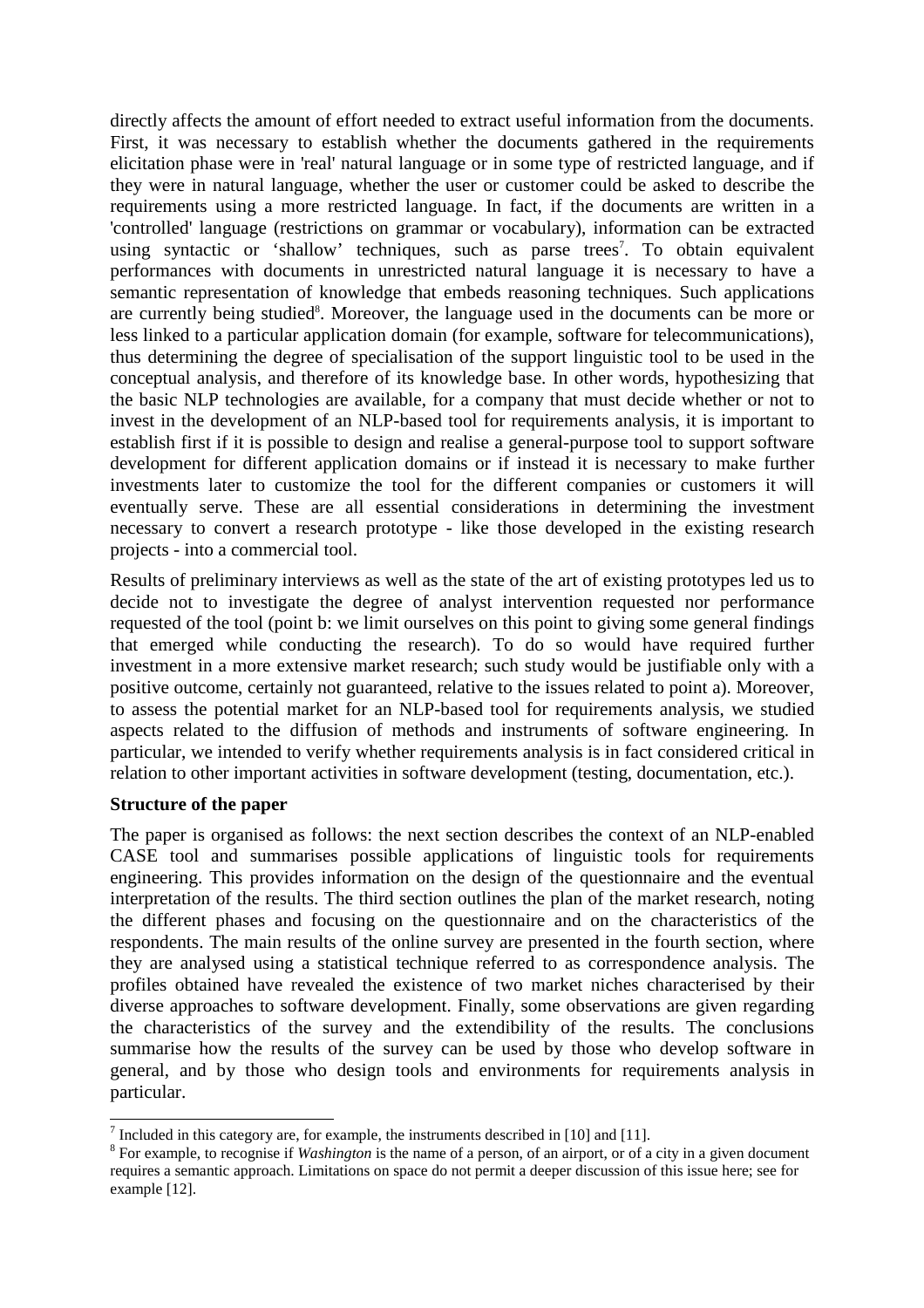directly affects the amount of effort needed to extract useful information from the documents. First, it was necessary to establish whether the documents gathered in the requirements elicitation phase were in 'real' natural language or in some type of restricted language, and if they were in natural language, whether the user or customer could be asked to describe the requirements using a more restricted language. In fact, if the documents are written in a 'controlled' language (restrictions on grammar or vocabulary), information can be extracted using syntactic or 'shallow' techniques, such as parse trees[7]. To obtain equivalent performances with documents in unrestricted natural language it is necessary to have a semantic representation of knowledge that embeds reasoning techniques. Such applications are currently being studied[8]. Moreover, the language used in the documents can be more or less linked to a particular application domain (for example, software for telecommunications), thus determining the degree of specialisation of the support linguistic tool to be used in the conceptual analysis, and therefore of its knowledge base. In other words, hypothesizing that the basic NLP technologies are available, for a company that must decide whether or not to invest in the development of an NLP-based tool for requirements analysis, it is important to establish first if it is possible to design and realise a general-purpose tool to support software development for different application domains or if instead it is necessary to make further investments later to customize the tool for the different companies or customers it will eventually serve. These are all essential considerations in determining the investment necessary to convert a research prototype - like those developed in the existing research projects - into a commercial tool.

Results of preliminary interviews as well as the state of the art of existing prototypes led us to decide not to investigate the degree of analyst intervention requested nor performance requested of the tool (point b: we limit ourselves on this point to giving some general findings that emerged while conducting the research). To do so would have required further investment in a more extensive market research; such study would be justifiable only with a positive outcome, certainly not guaranteed, relative to the issues related to point a). Moreover, to assess the potential market for an NLP-based tool for requirements analysis, we studied aspects related to the diffusion of methods and instruments of software engineering. In particular, we intended to verify whether requirements analysis is in fact considered critical in relation to other important activities in software development (testing, documentation, etc.).

**Structure of the paper**

The paper is organised as follows: the next section describes the context of an NLP-enabled CASE tool and summarises possible applications of linguistic tools for requirements engineering. This provides information on the design of the questionnaire and the eventual interpretation of the results. The third section outlines the plan of the market research, noting the different phases and focusing on the questionnaire and on the characteristics of the respondents. The main results of the online survey are presented in the fourth section, where they are analysed using a statistical technique referred to as correspondence analysis. The profiles obtained have revealed the existence of two market niches characterised by their diverse approaches to software development. Finally, some observations are given regarding the characteristics of the survey and the extendibility of the results. The conclusions summarise how the results of the survey can be used by those who develop software in general, and by those who design tools and environments for requirements analysis in particular.

---

[7] Included in this category are, for example, the instruments described in [10] and [11].

[8] For example, to recognise if *Washington* is the name of a person, of an airport, or of a city in a given document requires a semantic approach. Limitations on space do not permit a deeper discussion of this issue here; see for example [12].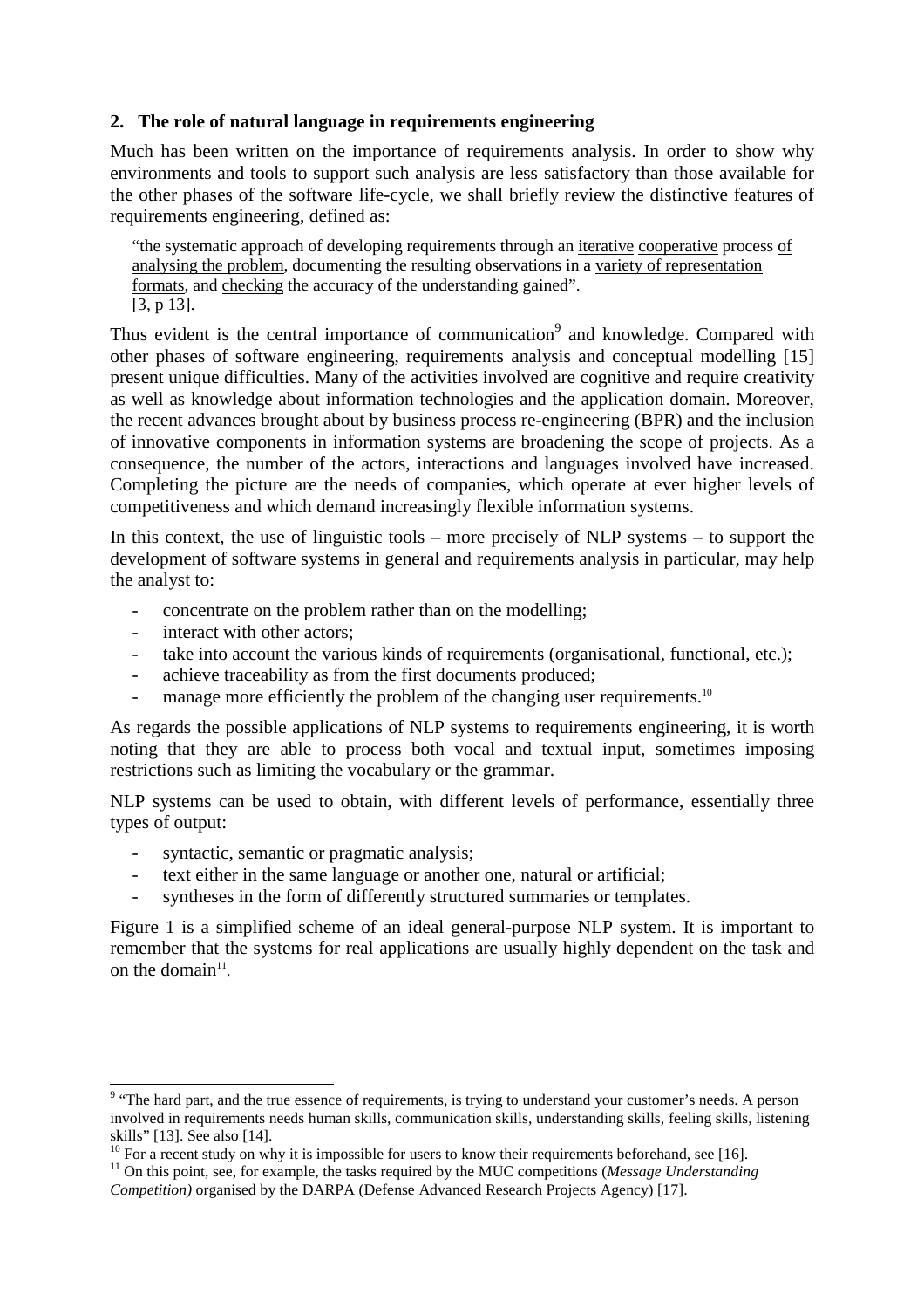## 2. The role of natural language in requirements engineering

Much has been written on the importance of requirements analysis. In order to show why environments and tools to support such analysis are less satisfactory than those available for the other phases of the software life-cycle, we shall briefly review the distinctive features of requirements engineering, defined as:

> "the systematic approach of developing requirements through an iterative cooperative process of analysing the problem, documenting the resulting observations in a variety of representation formats, and checking the accuracy of the understanding gained".
> [3, p 13].

Thus evident is the central importance of communication[9] and knowledge. Compared with other phases of software engineering, requirements analysis and conceptual modelling [15] present unique difficulties. Many of the activities involved are cognitive and require creativity as well as knowledge about information technologies and the application domain. Moreover, the recent advances brought about by business process re-engineering (BPR) and the inclusion of innovative components in information systems are broadening the scope of projects. As a consequence, the number of the actors, interactions and languages involved have increased. Completing the picture are the needs of companies, which operate at ever higher levels of competitiveness and which demand increasingly flexible information systems.

In this context, the use of linguistic tools – more precisely of NLP systems – to support the development of software systems in general and requirements analysis in particular, may help the analyst to:

- concentrate on the problem rather than on the modelling;
- interact with other actors;
- take into account the various kinds of requirements (organisational, functional, etc.);
- achieve traceability as from the first documents produced;
- manage more efficiently the problem of the changing user requirements.[10]

As regards the possible applications of NLP systems to requirements engineering, it is worth noting that they are able to process both vocal and textual input, sometimes imposing restrictions such as limiting the vocabulary or the grammar.

NLP systems can be used to obtain, with different levels of performance, essentially three types of output:

- syntactic, semantic or pragmatic analysis;
- text either in the same language or another one, natural or artificial;
- syntheses in the form of differently structured summaries or templates.

Figure 1 is a simplified scheme of an ideal general-purpose NLP system. It is important to remember that the systems for real applications are usually highly dependent on the task and on the domain[11].

---

[9] "The hard part, and the true essence of requirements, is trying to understand your customer's needs. A person involved in requirements needs human skills, communication skills, understanding skills, feeling skills, listening skills" [13]. See also [14].

[10] For a recent study on why it is impossible for users to know their requirements beforehand, see [16].

[11] On this point, see, for example, the tasks required by the MUC competitions (*Message Understanding Competition)* organised by the DARPA (Defense Advanced Research Projects Agency) [17].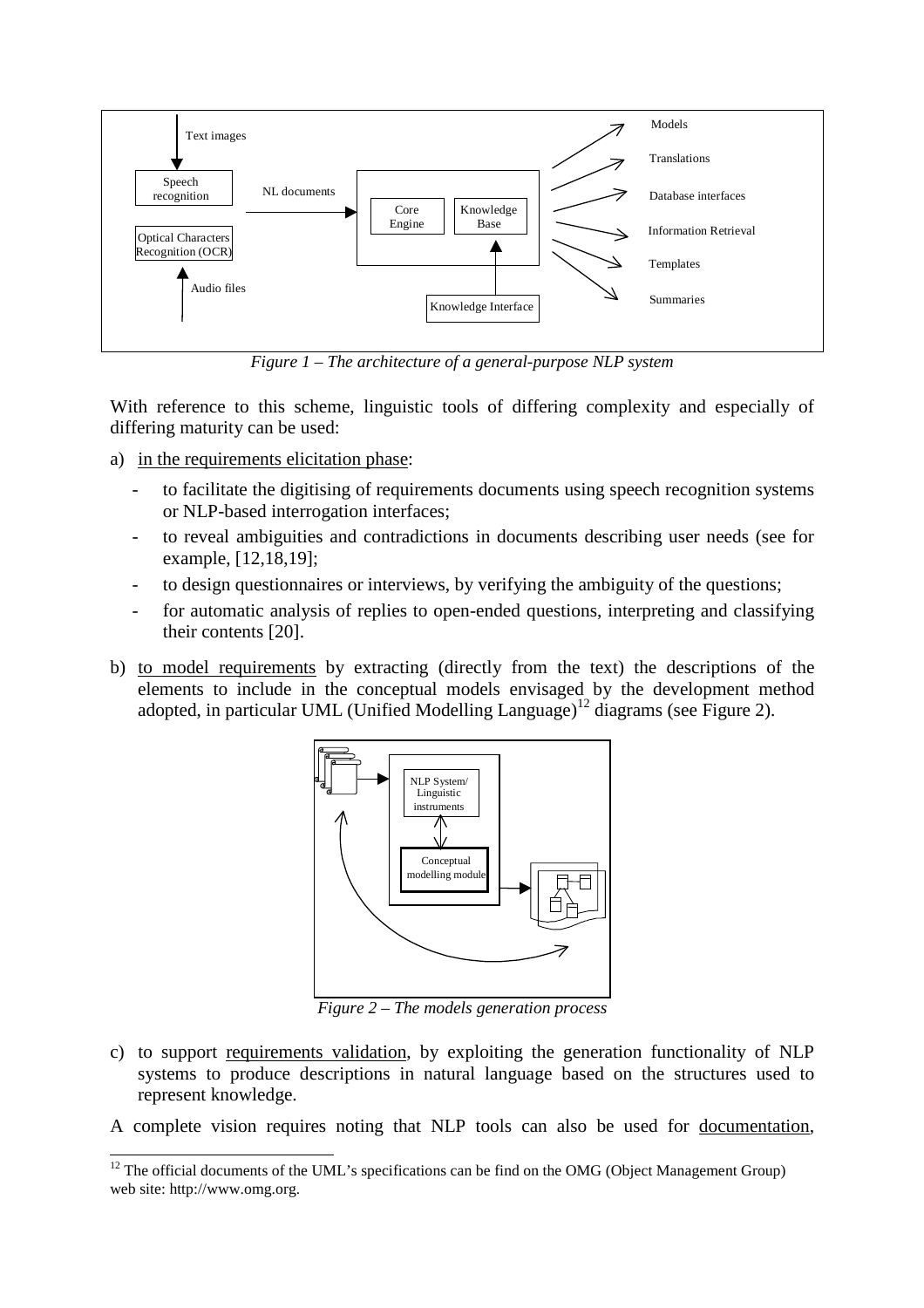*Figure 1 – The architecture of a general-purpose NLP system*

With reference to this scheme, linguistic tools of differing complexity and especially of differing maturity can be used:

a) in the requirements elicitation phase:
   - to facilitate the digitising of requirements documents using speech recognition systems or NLP-based interrogation interfaces;
   - to reveal ambiguities and contradictions in documents describing user needs (see for example, [12,18,19];
   - to design questionnaires or interviews, by verifying the ambiguity of the questions;
   - for automatic analysis of replies to open-ended questions, interpreting and classifying their contents [20].

b) to model requirements by extracting (directly from the text) the descriptions of the elements to include in the conceptual models envisaged by the development method adopted, in particular UML (Unified Modelling Language)[12] diagrams (see Figure 2).

*Figure 2 – The models generation process*

c) to support requirements validation, by exploiting the generation functionality of NLP systems to produce descriptions in natural language based on the structures used to represent knowledge.

A complete vision requires noting that NLP tools can also be used for documentation,

[12] The official documents of the UML's specifications can be find on the OMG (Object Management Group) web site: http://www.omg.org.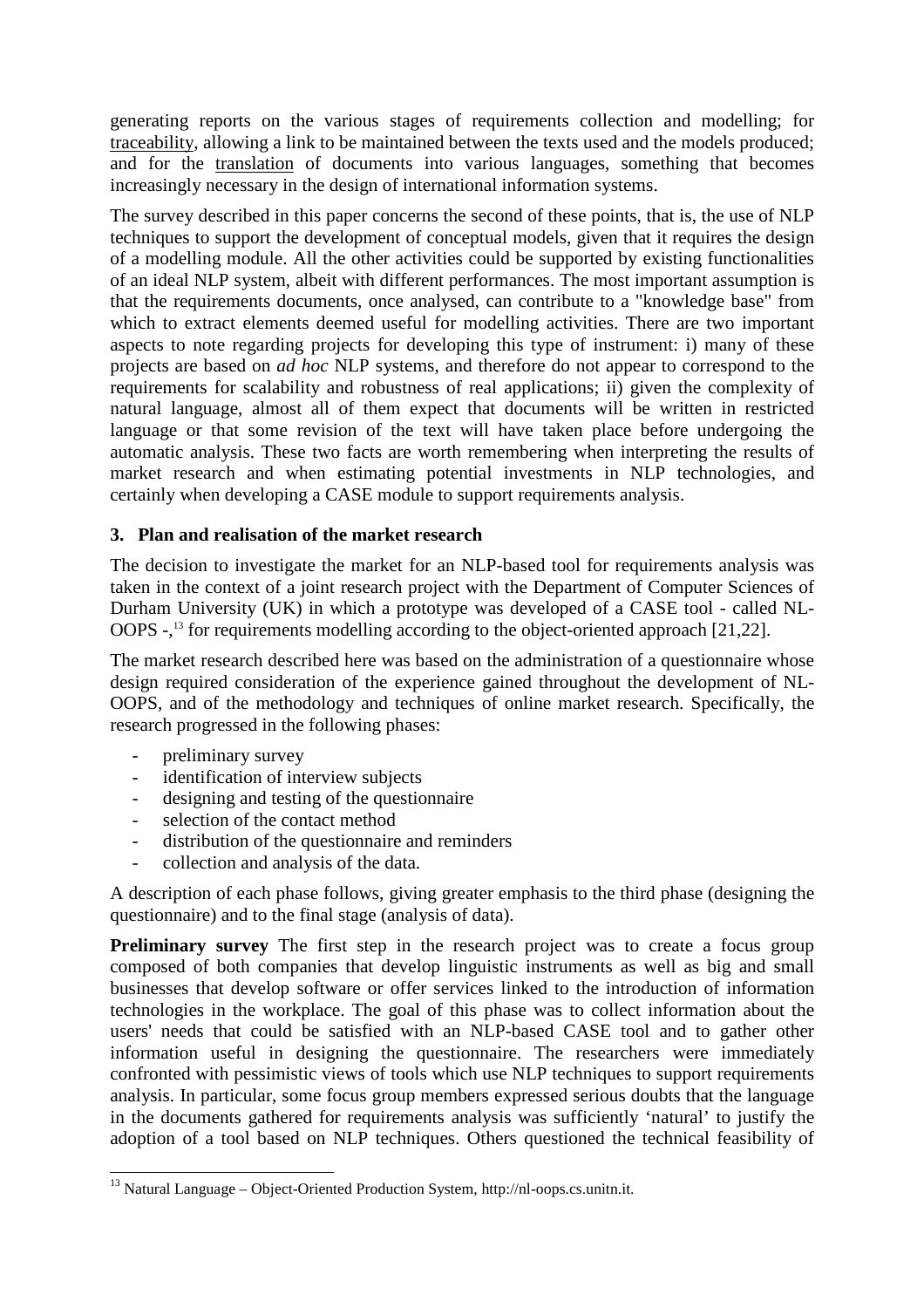generating reports on the various stages of requirements collection and modelling; for traceability, allowing a link to be maintained between the texts used and the models produced; and for the translation of documents into various languages, something that becomes increasingly necessary in the design of international information systems.

The survey described in this paper concerns the second of these points, that is, the use of NLP techniques to support the development of conceptual models, given that it requires the design of a modelling module. All the other activities could be supported by existing functionalities of an ideal NLP system, albeit with different performances. The most important assumption is that the requirements documents, once analysed, can contribute to a "knowledge base" from which to extract elements deemed useful for modelling activities. There are two important aspects to note regarding projects for developing this type of instrument: i) many of these projects are based on *ad hoc* NLP systems, and therefore do not appear to correspond to the requirements for scalability and robustness of real applications; ii) given the complexity of natural language, almost all of them expect that documents will be written in restricted language or that some revision of the text will have taken place before undergoing the automatic analysis. These two facts are worth remembering when interpreting the results of market research and when estimating potential investments in NLP technologies, and certainly when developing a CASE module to support requirements analysis.

## 3. Plan and realisation of the market research

The decision to investigate the market for an NLP-based tool for requirements analysis was taken in the context of a joint research project with the Department of Computer Sciences of Durham University (UK) in which a prototype was developed of a CASE tool - called NL-OOPS -,[13] for requirements modelling according to the object-oriented approach [21,22].

The market research described here was based on the administration of a questionnaire whose design required consideration of the experience gained throughout the development of NL-OOPS, and of the methodology and techniques of online market research. Specifically, the research progressed in the following phases:

- preliminary survey
- identification of interview subjects
- designing and testing of the questionnaire
- selection of the contact method
- distribution of the questionnaire and reminders
- collection and analysis of the data.

A description of each phase follows, giving greater emphasis to the third phase (designing the questionnaire) and to the final stage (analysis of data).

**Preliminary survey** The first step in the research project was to create a focus group composed of both companies that develop linguistic instruments as well as big and small businesses that develop software or offer services linked to the introduction of information technologies in the workplace. The goal of this phase was to collect information about the users' needs that could be satisfied with an NLP-based CASE tool and to gather other information useful in designing the questionnaire. The researchers were immediately confronted with pessimistic views of tools which use NLP techniques to support requirements analysis. In particular, some focus group members expressed serious doubts that the language in the documents gathered for requirements analysis was sufficiently 'natural' to justify the adoption of a tool based on NLP techniques. Others questioned the technical feasibility of

[13] Natural Language – Object-Oriented Production System, http://nl-oops.cs.unitn.it.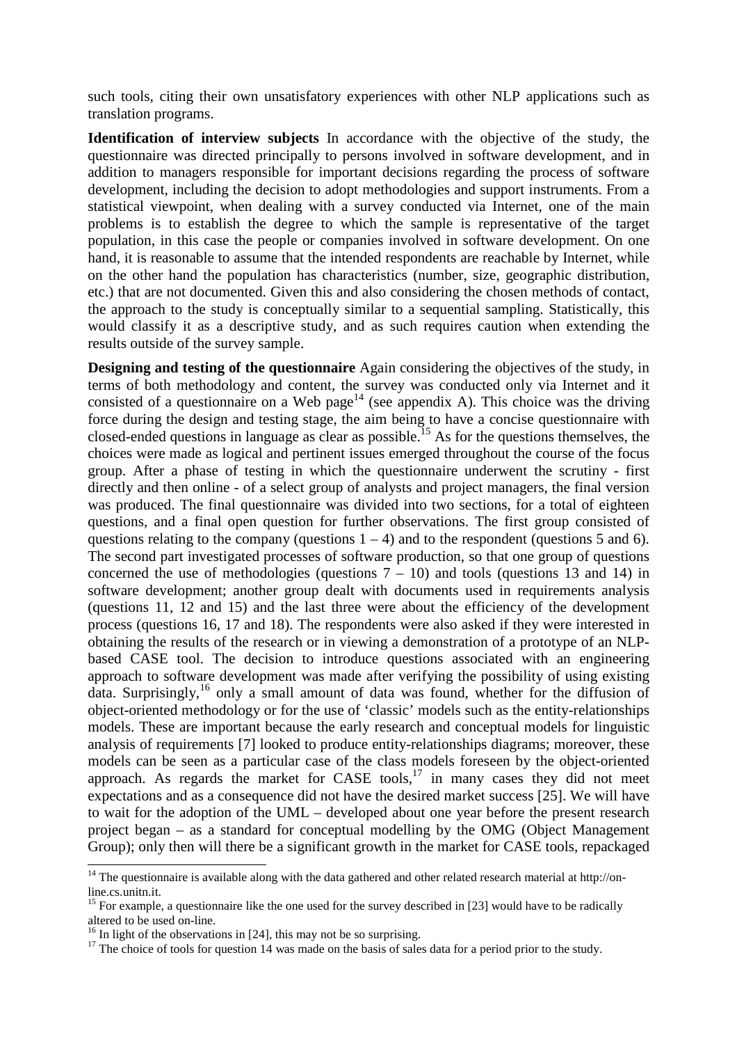such tools, citing their own unsatisfactory experiences with other NLP applications such as translation programs.

**Identification of interview subjects** In accordance with the objective of the study, the questionnaire was directed principally to persons involved in software development, and in addition to managers responsible for important decisions regarding the process of software development, including the decision to adopt methodologies and support instruments. From a statistical viewpoint, when dealing with a survey conducted via Internet, one of the main problems is to establish the degree to which the sample is representative of the target population, in this case the people or companies involved in software development. On one hand, it is reasonable to assume that the intended respondents are reachable by Internet, while on the other hand the population has characteristics (number, size, geographic distribution, etc.) that are not documented. Given this and also considering the chosen methods of contact, the approach to the study is conceptually similar to a sequential sampling. Statistically, this would classify it as a descriptive study, and as such requires caution when extending the results outside of the survey sample.

**Designing and testing of the questionnaire** Again considering the objectives of the study, in terms of both methodology and content, the survey was conducted only via Internet and it consisted of a questionnaire on a Web page[14] (see appendix A). This choice was the driving force during the design and testing stage, the aim being to have a concise questionnaire with closed-ended questions in language as clear as possible.[15] As for the questions themselves, the choices were made as logical and pertinent issues emerged throughout the course of the focus group. After a phase of testing in which the questionnaire underwent the scrutiny - first directly and then online - of a select group of analysts and project managers, the final version was produced. The final questionnaire was divided into two sections, for a total of eighteen questions, and a final open question for further observations. The first group consisted of questions relating to the company (questions 1 – 4) and to the respondent (questions 5 and 6). The second part investigated processes of software production, so that one group of questions concerned the use of methodologies (questions 7 – 10) and tools (questions 13 and 14) in software development; another group dealt with documents used in requirements analysis (questions 11, 12 and 15) and the last three were about the efficiency of the development process (questions 16, 17 and 18). The respondents were also asked if they were interested in obtaining the results of the research or in viewing a demonstration of a prototype of an NLP-based CASE tool. The decision to introduce questions associated with an engineering approach to software development was made after verifying the possibility of using existing data. Surprisingly,[16] only a small amount of data was found, whether for the diffusion of object-oriented methodology or for the use of 'classic' models such as the entity-relationships models. These are important because the early research and conceptual models for linguistic analysis of requirements [7] looked to produce entity-relationships diagrams; moreover, these models can be seen as a particular case of the class models foreseen by the object-oriented approach. As regards the market for CASE tools,[17] in many cases they did not meet expectations and as a consequence did not have the desired market success [25]. We will have to wait for the adoption of the UML – developed about one year before the present research project began – as a standard for conceptual modelling by the OMG (Object Management Group); only then will there be a significant growth in the market for CASE tools, repackaged

---

[14] The questionnaire is available along with the data gathered and other related research material at http://on-line.cs.unitn.it.

[15] For example, a questionnaire like the one used for the survey described in [23] would have to be radically altered to be used on-line.

[16] In light of the observations in [24], this may not be so surprising.

[17] The choice of tools for question 14 was made on the basis of sales data for a period prior to the study.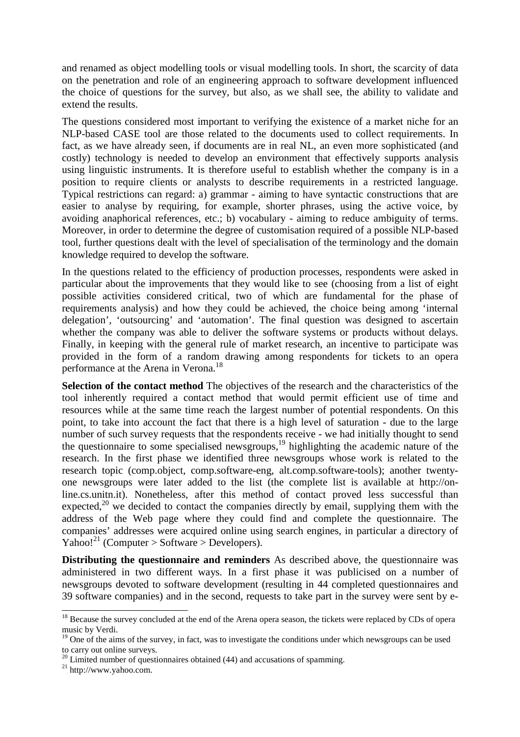and renamed as object modelling tools or visual modelling tools. In short, the scarcity of data on the penetration and role of an engineering approach to software development influenced the choice of questions for the survey, but also, as we shall see, the ability to validate and extend the results.

The questions considered most important to verifying the existence of a market niche for an NLP-based CASE tool are those related to the documents used to collect requirements. In fact, as we have already seen, if documents are in real NL, an even more sophisticated (and costly) technology is needed to develop an environment that effectively supports analysis using linguistic instruments. It is therefore useful to establish whether the company is in a position to require clients or analysts to describe requirements in a restricted language. Typical restrictions can regard: a) grammar - aiming to have syntactic constructions that are easier to analyse by requiring, for example, shorter phrases, using the active voice, by avoiding anaphorical references, etc.; b) vocabulary - aiming to reduce ambiguity of terms. Moreover, in order to determine the degree of customisation required of a possible NLP-based tool, further questions dealt with the level of specialisation of the terminology and the domain knowledge required to develop the software.

In the questions related to the efficiency of production processes, respondents were asked in particular about the improvements that they would like to see (choosing from a list of eight possible activities considered critical, two of which are fundamental for the phase of requirements analysis) and how they could be achieved, the choice being among 'internal delegation', 'outsourcing' and 'automation'. The final question was designed to ascertain whether the company was able to deliver the software systems or products without delays. Finally, in keeping with the general rule of market research, an incentive to participate was provided in the form of a random drawing among respondents for tickets to an opera performance at the Arena in Verona.[18]

**Selection of the contact method** The objectives of the research and the characteristics of the tool inherently required a contact method that would permit efficient use of time and resources while at the same time reach the largest number of potential respondents. On this point, to take into account the fact that there is a high level of saturation - due to the large number of such survey requests that the respondents receive - we had initially thought to send the questionnaire to some specialised newsgroups,[19] highlighting the academic nature of the research. In the first phase we identified three newsgroups whose work is related to the research topic (comp.object, comp.software-eng, alt.comp.software-tools); another twenty-one newsgroups were later added to the list (the complete list is available at http://on-line.cs.unitn.it). Nonetheless, after this method of contact proved less successful than expected,[20] we decided to contact the companies directly by email, supplying them with the address of the Web page where they could find and complete the questionnaire. The companies' addresses were acquired online using search engines, in particular a directory of Yahoo![21] (Computer > Software > Developers).

**Distributing the questionnaire and reminders** As described above, the questionnaire was administered in two different ways. In a first phase it was publicised on a number of newsgroups devoted to software development (resulting in 44 completed questionnaires and 39 software companies) and in the second, requests to take part in the survey were sent by e-

---

[18] Because the survey concluded at the end of the Arena opera season, the tickets were replaced by CDs of opera music by Verdi.

[19] One of the aims of the survey, in fact, was to investigate the conditions under which newsgroups can be used to carry out online surveys.

[20] Limited number of questionnaires obtained (44) and accusations of spamming.

[21] http://www.yahoo.com.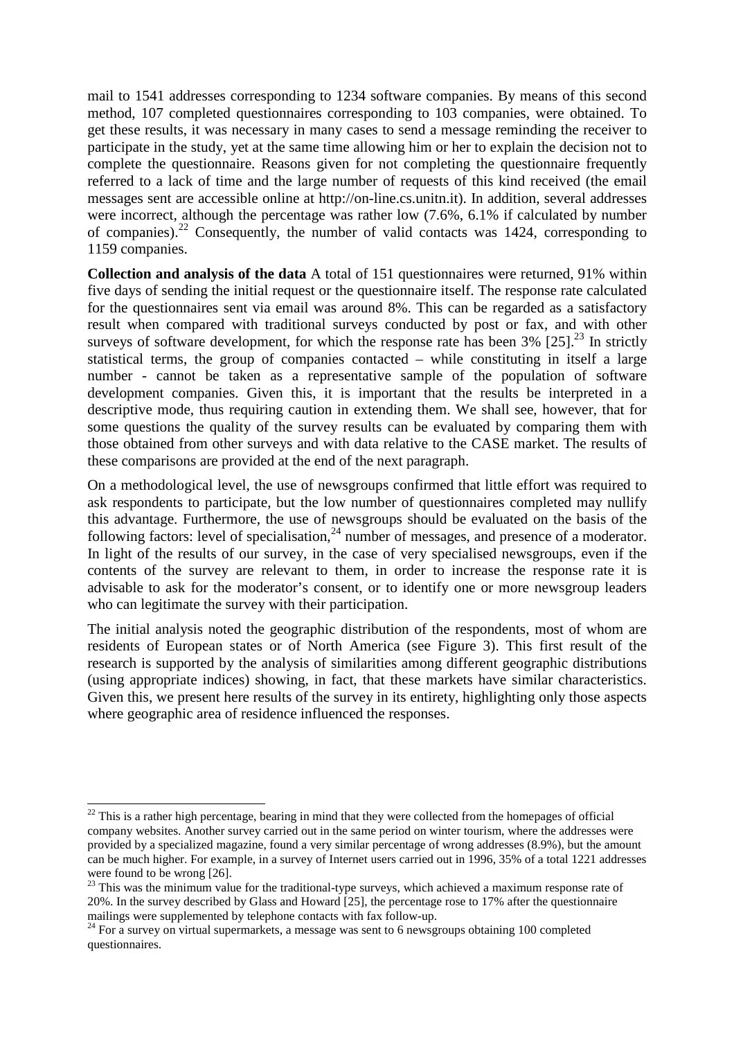mail to 1541 addresses corresponding to 1234 software companies. By means of this second method, 107 completed questionnaires corresponding to 103 companies, were obtained. To get these results, it was necessary in many cases to send a message reminding the receiver to participate in the study, yet at the same time allowing him or her to explain the decision not to complete the questionnaire. Reasons given for not completing the questionnaire frequently referred to a lack of time and the large number of requests of this kind received (the email messages sent are accessible online at http://on-line.cs.unitn.it). In addition, several addresses were incorrect, although the percentage was rather low (7.6%, 6.1% if calculated by number of companies).[22] Consequently, the number of valid contacts was 1424, corresponding to 1159 companies.

**Collection and analysis of the data** A total of 151 questionnaires were returned, 91% within five days of sending the initial request or the questionnaire itself. The response rate calculated for the questionnaires sent via email was around 8%. This can be regarded as a satisfactory result when compared with traditional surveys conducted by post or fax, and with other surveys of software development, for which the response rate has been 3% [25].[23] In strictly statistical terms, the group of companies contacted – while constituting in itself a large number - cannot be taken as a representative sample of the population of software development companies. Given this, it is important that the results be interpreted in a descriptive mode, thus requiring caution in extending them. We shall see, however, that for some questions the quality of the survey results can be evaluated by comparing them with those obtained from other surveys and with data relative to the CASE market. The results of these comparisons are provided at the end of the next paragraph.

On a methodological level, the use of newsgroups confirmed that little effort was required to ask respondents to participate, but the low number of questionnaires completed may nullify this advantage. Furthermore, the use of newsgroups should be evaluated on the basis of the following factors: level of specialisation,[24] number of messages, and presence of a moderator. In light of the results of our survey, in the case of very specialised newsgroups, even if the contents of the survey are relevant to them, in order to increase the response rate it is advisable to ask for the moderator's consent, or to identify one or more newsgroup leaders who can legitimate the survey with their participation.

The initial analysis noted the geographic distribution of the respondents, most of whom are residents of European states or of North America (see Figure 3). This first result of the research is supported by the analysis of similarities among different geographic distributions (using appropriate indices) showing, in fact, that these markets have similar characteristics. Given this, we present here results of the survey in its entirety, highlighting only those aspects where geographic area of residence influenced the responses.

---

[22] This is a rather high percentage, bearing in mind that they were collected from the homepages of official company websites. Another survey carried out in the same period on winter tourism, where the addresses were provided by a specialized magazine, found a very similar percentage of wrong addresses (8.9%), but the amount can be much higher. For example, in a survey of Internet users carried out in 1996, 35% of a total 1221 addresses were found to be wrong [26].

[23] This was the minimum value for the traditional-type surveys, which achieved a maximum response rate of 20%. In the survey described by Glass and Howard [25], the percentage rose to 17% after the questionnaire mailings were supplemented by telephone contacts with fax follow-up.

[24] For a survey on virtual supermarkets, a message was sent to 6 newsgroups obtaining 100 completed questionnaires.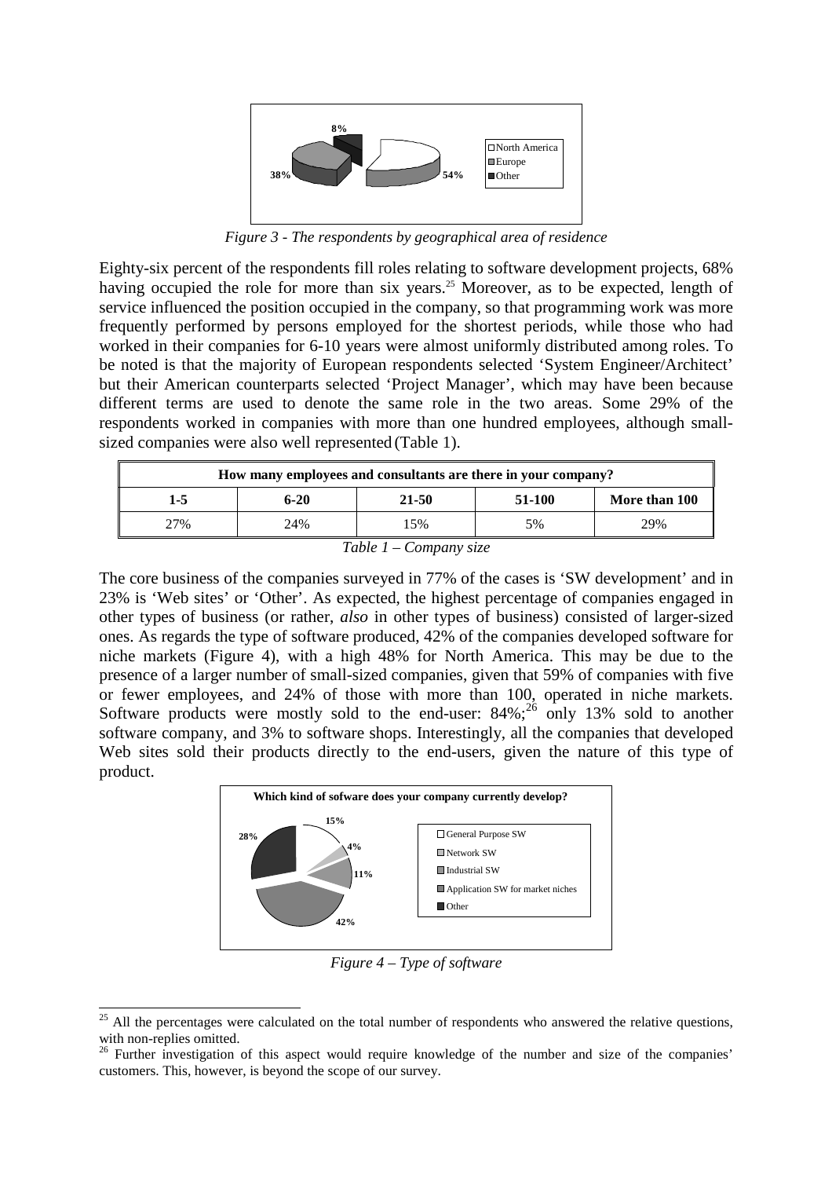*Figure 3 - The respondents by geographical area of residence*

Eighty-six percent of the respondents fill roles relating to software development projects, 68% having occupied the role for more than six years.[25] Moreover, as to be expected, length of service influenced the position occupied in the company, so that programming work was more frequently performed by persons employed for the shortest periods, while those who had worked in their companies for 6-10 years were almost uniformly distributed among roles. To be noted is that the majority of European respondents selected 'System Engineer/Architect' but their American counterparts selected 'Project Manager', which may have been because different terms are used to denote the same role in the two areas. Some 29% of the respondents worked in companies with more than one hundred employees, although small-sized companies were also well represented (Table 1).

| How many employees and consultants are there in your company? | | | | |
|---|---|---|---|---|
| **1-5** | **6-20** | **21-50** | **51-100** | **More than 100** |
| 27% | 24% | 15% | 5% | 29% |

*Table 1 – Company size*

The core business of the companies surveyed in 77% of the cases is 'SW development' and in 23% is 'Web sites' or 'Other'. As expected, the highest percentage of companies engaged in other types of business (or rather, *also* in other types of business) consisted of larger-sized ones. As regards the type of software produced, 42% of the companies developed software for niche markets (Figure 4), with a high 48% for North America. This may be due to the presence of a larger number of small-sized companies, given that 59% of companies with five or fewer employees, and 24% of those with more than 100, operated in niche markets. Software products were mostly sold to the end-user: 84%;[26] only 13% sold to another software company, and 3% to software shops. Interestingly, all the companies that developed Web sites sold their products directly to the end-users, given the nature of this type of product.

*Figure 4 – Type of software*

[25] All the percentages were calculated on the total number of respondents who answered the relative questions, with non-replies omitted.

[26] Further investigation of this aspect would require knowledge of the number and size of the companies' customers. This, however, is beyond the scope of our survey.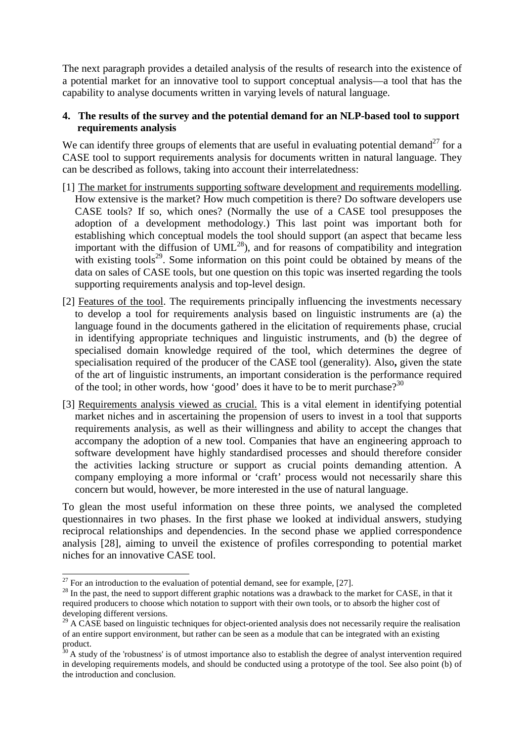The next paragraph provides a detailed analysis of the results of research into the existence of a potential market for an innovative tool to support conceptual analysis—a tool that has the capability to analyse documents written in varying levels of natural language.

## 4. The results of the survey and the potential demand for an NLP-based tool to support requirements analysis

We can identify three groups of elements that are useful in evaluating potential demand[27] for a CASE tool to support requirements analysis for documents written in natural language. They can be described as follows, taking into account their interrelatedness:

[1] <u>The market for instruments supporting software development and requirements modelling</u>. How extensive is the market? How much competition is there? Do software developers use CASE tools? If so, which ones? (Normally the use of a CASE tool presupposes the adoption of a development methodology.) This last point was important both for establishing which conceptual models the tool should support (an aspect that became less important with the diffusion of UML[28]), and for reasons of compatibility and integration with existing tools[29]. Some information on this point could be obtained by means of the data on sales of CASE tools, but one question on this topic was inserted regarding the tools supporting requirements analysis and top-level design.

[2] <u>Features of the tool</u>. The requirements principally influencing the investments necessary to develop a tool for requirements analysis based on linguistic instruments are (a) the language found in the documents gathered in the elicitation of requirements phase, crucial in identifying appropriate techniques and linguistic instruments, and (b) the degree of specialised domain knowledge required of the tool, which determines the degree of specialisation required of the producer of the CASE tool (generality). Also**,** given the state of the art of linguistic instruments, an important consideration is the performance required of the tool; in other words, how 'good' does it have to be to merit purchase?[30]

[3] <u>Requirements analysis viewed as crucial.</u> This is a vital element in identifying potential market niches and in ascertaining the propension of users to invest in a tool that supports requirements analysis, as well as their willingness and ability to accept the changes that accompany the adoption of a new tool. Companies that have an engineering approach to software development have highly standardised processes and should therefore consider the activities lacking structure or support as crucial points demanding attention. A company employing a more informal or 'craft' process would not necessarily share this concern but would, however, be more interested in the use of natural language.

To glean the most useful information on these three points, we analysed the completed questionnaires in two phases. In the first phase we looked at individual answers, studying reciprocal relationships and dependencies. In the second phase we applied correspondence analysis [28], aiming to unveil the existence of profiles corresponding to potential market niches for an innovative CASE tool.

---

[27] For an introduction to the evaluation of potential demand, see for example, [27].

[28] In the past, the need to support different graphic notations was a drawback to the market for CASE, in that it required producers to choose which notation to support with their own tools, or to absorb the higher cost of developing different versions.

[29] A CASE based on linguistic techniques for object-oriented analysis does not necessarily require the realisation of an entire support environment, but rather can be seen as a module that can be integrated with an existing product.

[30] A study of the 'robustness' is of utmost importance also to establish the degree of analyst intervention required in developing requirements models, and should be conducted using a prototype of the tool. See also point (b) of the introduction and conclusion.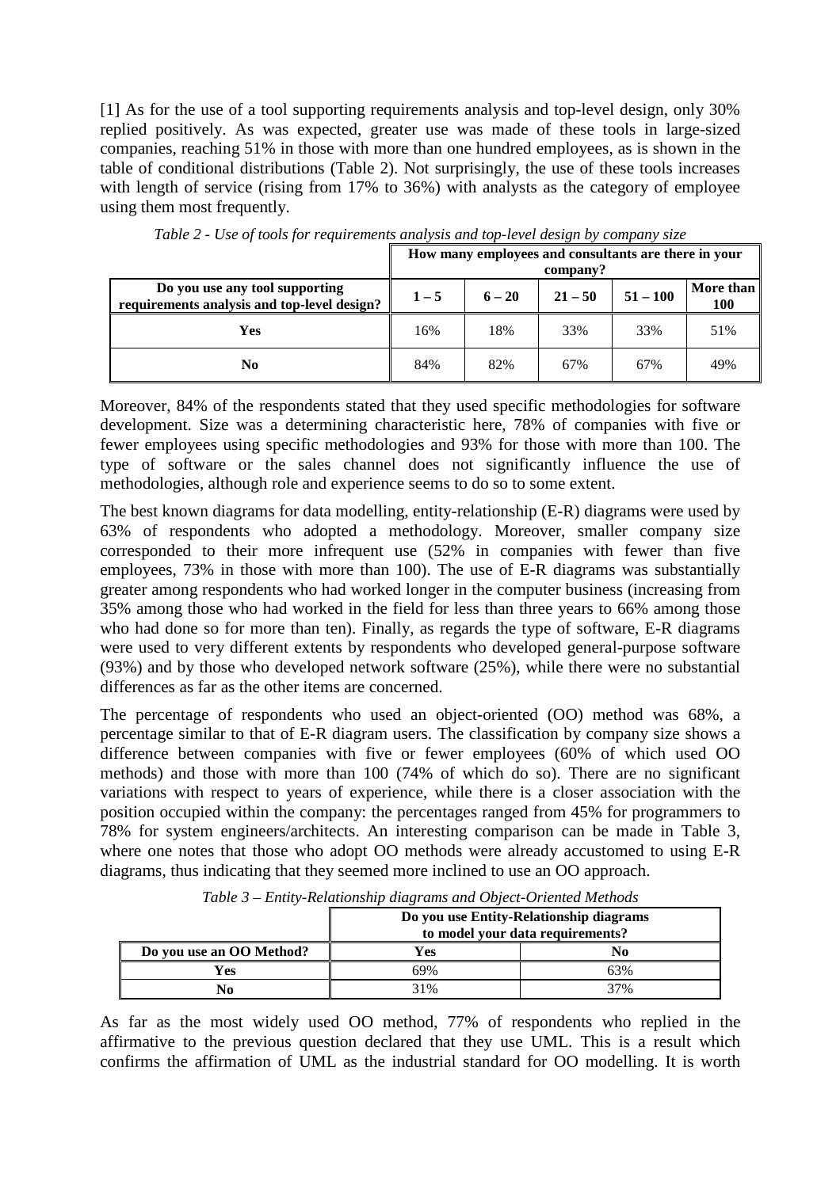[1] As for the use of a tool supporting requirements analysis and top-level design, only 30% replied positively. As was expected, greater use was made of these tools in large-sized companies, reaching 51% in those with more than one hundred employees, as is shown in the table of conditional distributions (Table 2). Not surprisingly, the use of these tools increases with length of service (rising from 17% to 36%) with analysts as the category of employee using them most frequently.

*Table 2 - Use of tools for requirements analysis and top-level design by company size*

| | How many employees and consultants are there in your company? | | | | |
|---|---|---|---|---|---|
| **Do you use any tool supporting requirements analysis and top-level design?** | **1 – 5** | **6 – 20** | **21 – 50** | **51 – 100** | **More than 100** |
| **Yes** | 16% | 18% | 33% | 33% | 51% |
| **No** | 84% | 82% | 67% | 67% | 49% |

Moreover, 84% of the respondents stated that they used specific methodologies for software development. Size was a determining characteristic here, 78% of companies with five or fewer employees using specific methodologies and 93% for those with more than 100. The type of software or the sales channel does not significantly influence the use of methodologies, although role and experience seems to do so to some extent.

The best known diagrams for data modelling, entity-relationship (E-R) diagrams were used by 63% of respondents who adopted a methodology. Moreover, smaller company size corresponded to their more infrequent use (52% in companies with fewer than five employees, 73% in those with more than 100). The use of E-R diagrams was substantially greater among respondents who had worked longer in the computer business (increasing from 35% among those who had worked in the field for less than three years to 66% among those who had done so for more than ten). Finally, as regards the type of software, E-R diagrams were used to very different extents by respondents who developed general-purpose software (93%) and by those who developed network software (25%), while there were no substantial differences as far as the other items are concerned.

The percentage of respondents who used an object-oriented (OO) method was 68%, a percentage similar to that of E-R diagram users. The classification by company size shows a difference between companies with five or fewer employees (60% of which used OO methods) and those with more than 100 (74% of which do so). There are no significant variations with respect to years of experience, while there is a closer association with the position occupied within the company: the percentages ranged from 45% for programmers to 78% for system engineers/architects. An interesting comparison can be made in Table 3, where one notes that those who adopt OO methods were already accustomed to using E-R diagrams, thus indicating that they seemed more inclined to use an OO approach.

*Table 3 – Entity-Relationship diagrams and Object-Oriented Methods*

| | Do you use Entity-Relationship diagrams to model your data requirements? | |
|---|---|---|
| **Do you use an OO Method?** | **Yes** | **No** |
| **Yes** | 69% | 63% |
| **No** | 31% | 37% |

As far as the most widely used OO method, 77% of respondents who replied in the affirmative to the previous question declared that they use UML. This is a result which confirms the affirmation of UML as the industrial standard for OO modelling. It is worth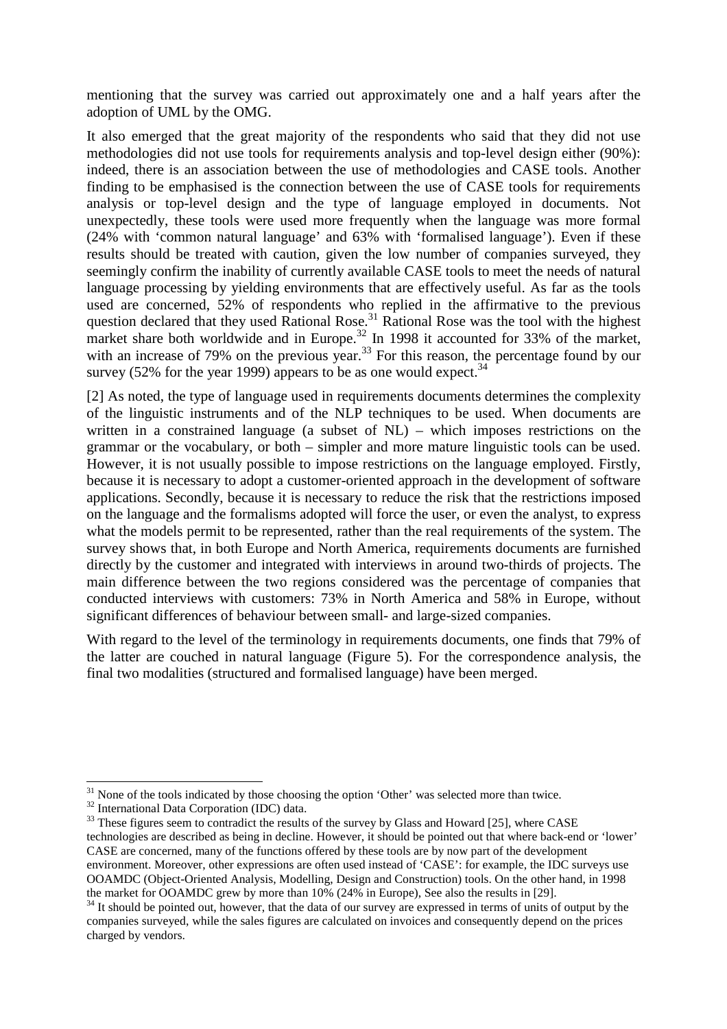mentioning that the survey was carried out approximately one and a half years after the adoption of UML by the OMG.

It also emerged that the great majority of the respondents who said that they did not use methodologies did not use tools for requirements analysis and top-level design either (90%): indeed, there is an association between the use of methodologies and CASE tools. Another finding to be emphasised is the connection between the use of CASE tools for requirements analysis or top-level design and the type of language employed in documents. Not unexpectedly, these tools were used more frequently when the language was more formal (24% with 'common natural language' and 63% with 'formalised language'). Even if these results should be treated with caution, given the low number of companies surveyed, they seemingly confirm the inability of currently available CASE tools to meet the needs of natural language processing by yielding environments that are effectively useful. As far as the tools used are concerned, 52% of respondents who replied in the affirmative to the previous question declared that they used Rational Rose.[31] Rational Rose was the tool with the highest market share both worldwide and in Europe.[32] In 1998 it accounted for 33% of the market, with an increase of 79% on the previous year.[33] For this reason, the percentage found by our survey (52% for the year 1999) appears to be as one would expect.[34]

[2] As noted, the type of language used in requirements documents determines the complexity of the linguistic instruments and of the NLP techniques to be used. When documents are written in a constrained language (a subset of NL) – which imposes restrictions on the grammar or the vocabulary, or both – simpler and more mature linguistic tools can be used. However, it is not usually possible to impose restrictions on the language employed. Firstly, because it is necessary to adopt a customer-oriented approach in the development of software applications. Secondly, because it is necessary to reduce the risk that the restrictions imposed on the language and the formalisms adopted will force the user, or even the analyst, to express what the models permit to be represented, rather than the real requirements of the system. The survey shows that, in both Europe and North America, requirements documents are furnished directly by the customer and integrated with interviews in around two-thirds of projects. The main difference between the two regions considered was the percentage of companies that conducted interviews with customers: 73% in North America and 58% in Europe, without significant differences of behaviour between small- and large-sized companies.

With regard to the level of the terminology in requirements documents, one finds that 79% of the latter are couched in natural language (Figure 5). For the correspondence analysis, the final two modalities (structured and formalised language) have been merged.

---

[31] None of the tools indicated by those choosing the option 'Other' was selected more than twice.

[32] International Data Corporation (IDC) data.

[33] These figures seem to contradict the results of the survey by Glass and Howard [25], where CASE technologies are described as being in decline. However, it should be pointed out that where back-end or 'lower' CASE are concerned, many of the functions offered by these tools are by now part of the development environment. Moreover, other expressions are often used instead of 'CASE': for example, the IDC surveys use OOAMDC (Object-Oriented Analysis, Modelling, Design and Construction) tools. On the other hand, in 1998 the market for OOAMDC grew by more than 10% (24% in Europe), See also the results in [29].

[34] It should be pointed out, however, that the data of our survey are expressed in terms of units of output by the companies surveyed, while the sales figures are calculated on invoices and consequently depend on the prices charged by vendors.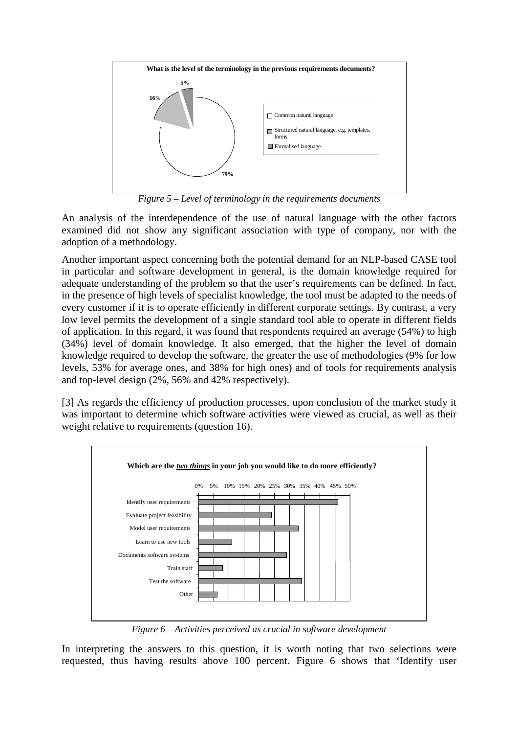**What is the level of the terminology in the previous requirements documents?**

- Common natural language: 79%
- Structured natural language, e.g. templates, forms: 16%
- Formalised language: 5%

*Figure 5 – Level of terminology in the requirements documents*

An analysis of the interdependence of the use of natural language with the other factors examined did not show any significant association with type of company, nor with the adoption of a methodology.

Another important aspect concerning both the potential demand for an NLP-based CASE tool in particular and software development in general, is the domain knowledge required for adequate understanding of the problem so that the user's requirements can be defined. In fact, in the presence of high levels of specialist knowledge, the tool must be adapted to the needs of every customer if it is to operate efficiently in different corporate settings. By contrast, a very low level permits the development of a single standard tool able to operate in different fields of application. In this regard, it was found that respondents required an average (54%) to high (34%) level of domain knowledge. It also emerged, that the higher the level of domain knowledge required to develop the software, the greater the use of methodologies (9% for low levels, 53% for average ones, and 38% for high ones) and of tools for requirements analysis and top-level design (2%, 56% and 42% respectively).

[3] As regards the efficiency of production processes, upon conclusion of the market study it was important to determine which software activities were viewed as crucial, as well as their weight relative to requirements (question 16).

**Which are the *two things* in your job you would like to do more efficiently?**

- Identify user requirements
- Evaluate project feasibility
- Model user requirements
- Learn to use new tools
- Documents software systems
- Train staff
- Test the software
- Other

(Axis: 0% 5% 10% 15% 20% 25% 30% 35% 40% 45% 50%)

*Figure 6 – Activities perceived as crucial in software development*

In interpreting the answers to this question, it is worth noting that two selections were requested, thus having results above 100 percent. Figure 6 shows that 'Identify user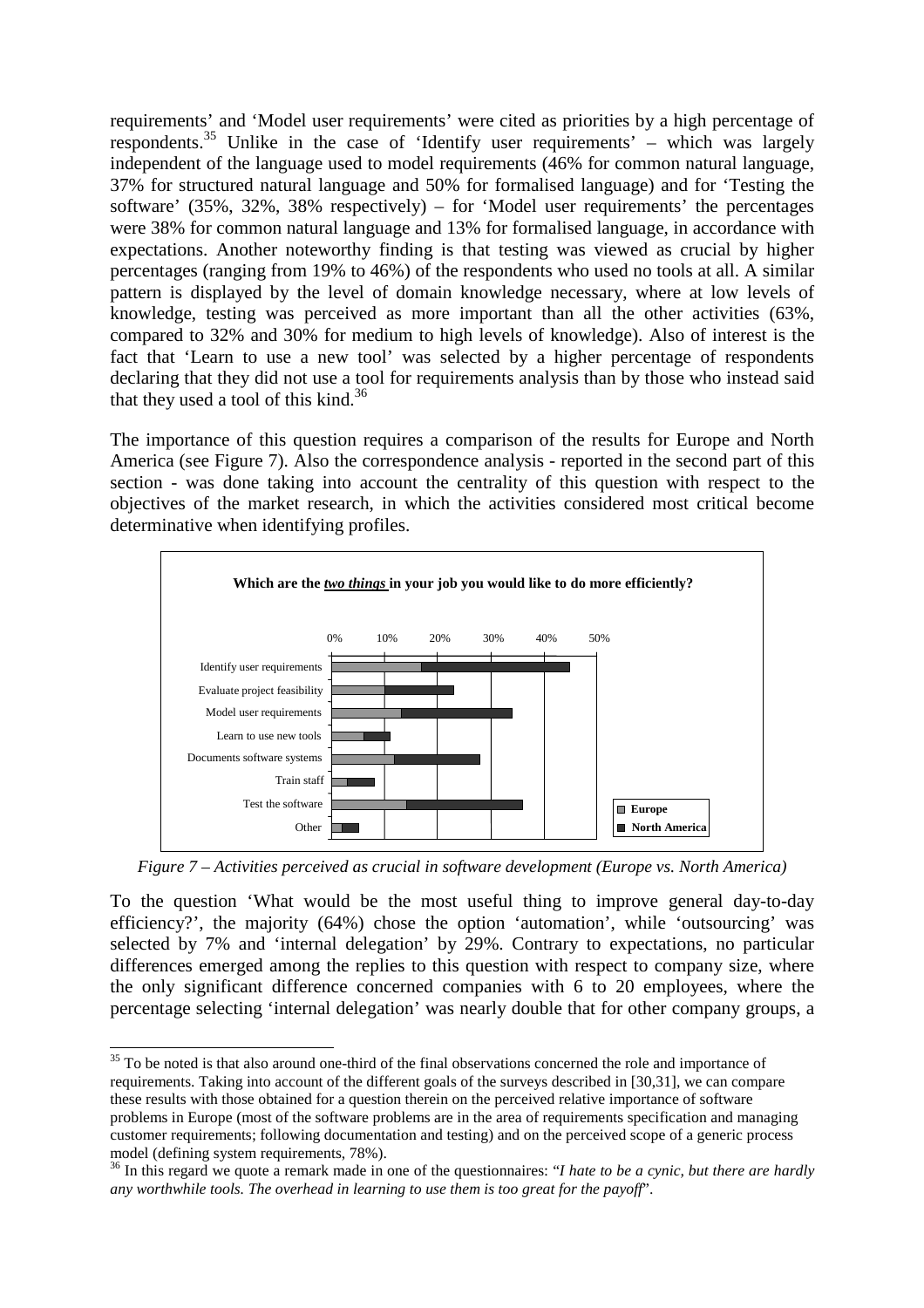requirements' and 'Model user requirements' were cited as priorities by a high percentage of respondents.[35] Unlike in the case of 'Identify user requirements' – which was largely independent of the language used to model requirements (46% for common natural language, 37% for structured natural language and 50% for formalised language) and for 'Testing the software' (35%, 32%, 38% respectively) – for 'Model user requirements' the percentages were 38% for common natural language and 13% for formalised language, in accordance with expectations. Another noteworthy finding is that testing was viewed as crucial by higher percentages (ranging from 19% to 46%) of the respondents who used no tools at all. A similar pattern is displayed by the level of domain knowledge necessary, where at low levels of knowledge, testing was perceived as more important than all the other activities (63%, compared to 32% and 30% for medium to high levels of knowledge). Also of interest is the fact that 'Learn to use a new tool' was selected by a higher percentage of respondents declaring that they did not use a tool for requirements analysis than by those who instead said that they used a tool of this kind.[36]

The importance of this question requires a comparison of the results for Europe and North America (see Figure 7). Also the correspondence analysis - reported in the second part of this section - was done taking into account the centrality of this question with respect to the objectives of the market research, in which the activities considered most critical become determinative when identifying profiles.

**Which are the *two things* in your job you would like to do more efficiently?**

Chart categories: Identify user requirements; Evaluate project feasibility; Model user requirements; Learn to use new tools; Documents software systems; Train staff; Test the software; Other. Legend: Europe; North America. Axis: 0%, 10%, 20%, 30%, 40%, 50%.

*Figure 7 – Activities perceived as crucial in software development (Europe vs. North America)*

To the question 'What would be the most useful thing to improve general day-to-day efficiency?', the majority (64%) chose the option 'automation', while 'outsourcing' was selected by 7% and 'internal delegation' by 29%. Contrary to expectations, no particular differences emerged among the replies to this question with respect to company size, where the only significant difference concerned companies with 6 to 20 employees, where the percentage selecting 'internal delegation' was nearly double that for other company groups, a

[35] To be noted is that also around one-third of the final observations concerned the role and importance of requirements. Taking into account of the different goals of the surveys described in [30,31], we can compare these results with those obtained for a question therein on the perceived relative importance of software problems in Europe (most of the software problems are in the area of requirements specification and managing customer requirements; following documentation and testing) and on the perceived scope of a generic process model (defining system requirements, 78%).

[36] In this regard we quote a remark made in one of the questionnaires: "*I hate to be a cynic, but there are hardly any worthwhile tools. The overhead in learning to use them is too great for the payoff*".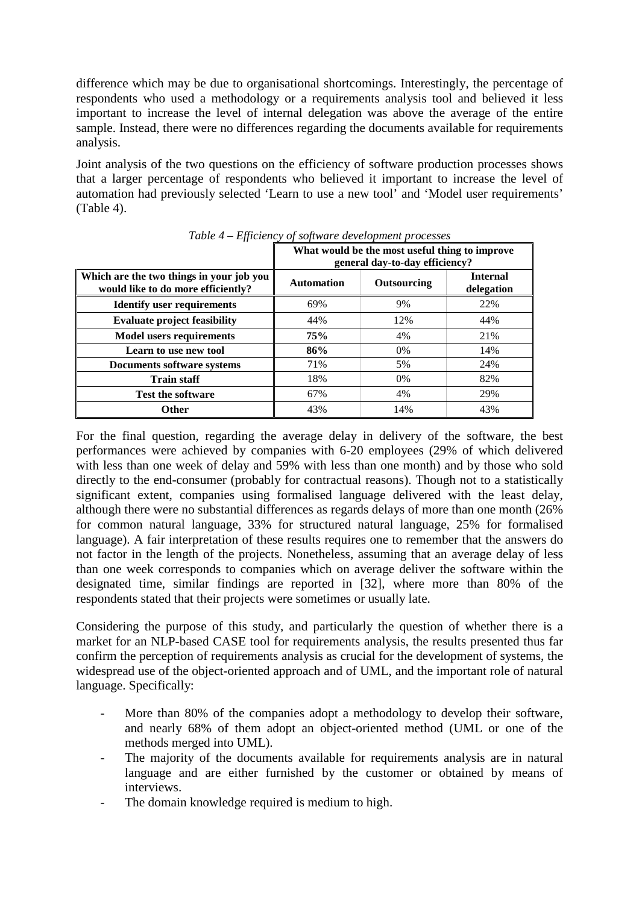difference which may be due to organisational shortcomings. Interestingly, the percentage of respondents who used a methodology or a requirements analysis tool and believed it less important to increase the level of internal delegation was above the average of the entire sample. Instead, there were no differences regarding the documents available for requirements analysis.

Joint analysis of the two questions on the efficiency of software production processes shows that a larger percentage of respondents who believed it important to increase the level of automation had previously selected 'Learn to use a new tool' and 'Model user requirements' (Table 4).

*Table 4 – Efficiency of software development processes*

| | **What would be the most useful thing to improve general day-to-day efficiency?** | | |
|---|---|---|---|
| **Which are the two things in your job you would like to do more efficiently?** | **Automation** | **Outsourcing** | **Internal delegation** |
| **Identify user requirements** | 69% | 9% | 22% |
| **Evaluate project feasibility** | 44% | 12% | 44% |
| **Model users requirements** | **75%** | 4% | 21% |
| **Learn to use new tool** | **86%** | 0% | 14% |
| **Documents software systems** | 71% | 5% | 24% |
| **Train staff** | 18% | 0% | 82% |
| **Test the software** | 67% | 4% | 29% |
| **Other** | 43% | 14% | 43% |

For the final question, regarding the average delay in delivery of the software, the best performances were achieved by companies with 6-20 employees (29% of which delivered with less than one week of delay and 59% with less than one month) and by those who sold directly to the end-consumer (probably for contractual reasons). Though not to a statistically significant extent, companies using formalised language delivered with the least delay, although there were no substantial differences as regards delays of more than one month (26% for common natural language, 33% for structured natural language, 25% for formalised language). A fair interpretation of these results requires one to remember that the answers do not factor in the length of the projects. Nonetheless, assuming that an average delay of less than one week corresponds to companies which on average deliver the software within the designated time, similar findings are reported in [32], where more than 80% of the respondents stated that their projects were sometimes or usually late.

Considering the purpose of this study, and particularly the question of whether there is a market for an NLP-based CASE tool for requirements analysis, the results presented thus far confirm the perception of requirements analysis as crucial for the development of systems, the widespread use of the object-oriented approach and of UML, and the important role of natural language. Specifically:

- More than 80% of the companies adopt a methodology to develop their software, and nearly 68% of them adopt an object-oriented method (UML or one of the methods merged into UML).
- The majority of the documents available for requirements analysis are in natural language and are either furnished by the customer or obtained by means of interviews.
- The domain knowledge required is medium to high.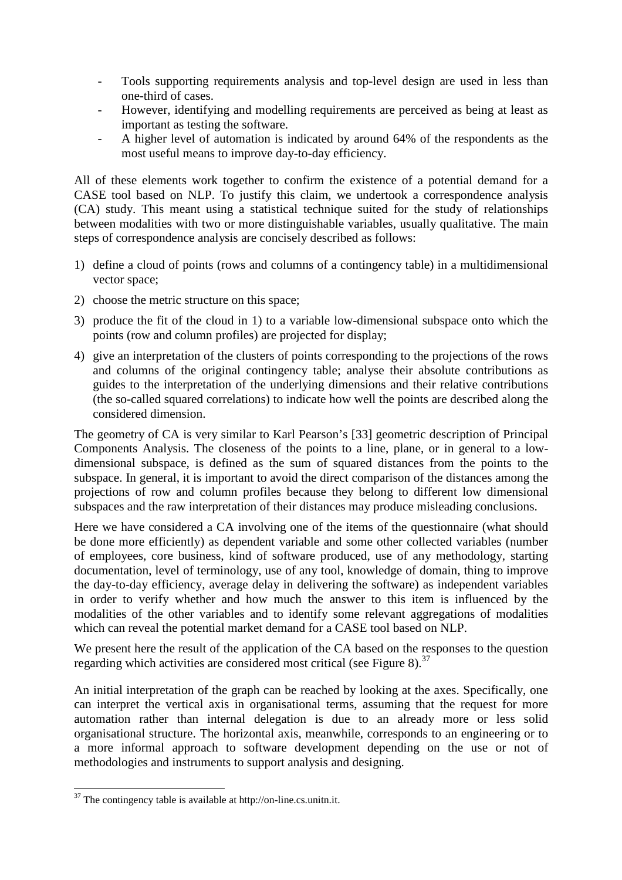- Tools supporting requirements analysis and top-level design are used in less than one-third of cases.
- However, identifying and modelling requirements are perceived as being at least as important as testing the software.
- A higher level of automation is indicated by around 64% of the respondents as the most useful means to improve day-to-day efficiency.

All of these elements work together to confirm the existence of a potential demand for a CASE tool based on NLP. To justify this claim, we undertook a correspondence analysis (CA) study. This meant using a statistical technique suited for the study of relationships between modalities with two or more distinguishable variables, usually qualitative. The main steps of correspondence analysis are concisely described as follows:

1) define a cloud of points (rows and columns of a contingency table) in a multidimensional vector space;
2) choose the metric structure on this space;
3) produce the fit of the cloud in 1) to a variable low-dimensional subspace onto which the points (row and column profiles) are projected for display;
4) give an interpretation of the clusters of points corresponding to the projections of the rows and columns of the original contingency table; analyse their absolute contributions as guides to the interpretation of the underlying dimensions and their relative contributions (the so-called squared correlations) to indicate how well the points are described along the considered dimension.

The geometry of CA is very similar to Karl Pearson's [33] geometric description of Principal Components Analysis. The closeness of the points to a line, plane, or in general to a low-dimensional subspace, is defined as the sum of squared distances from the points to the subspace. In general, it is important to avoid the direct comparison of the distances among the projections of row and column profiles because they belong to different low dimensional subspaces and the raw interpretation of their distances may produce misleading conclusions.

Here we have considered a CA involving one of the items of the questionnaire (what should be done more efficiently) as dependent variable and some other collected variables (number of employees, core business, kind of software produced, use of any methodology, starting documentation, level of terminology, use of any tool, knowledge of domain, thing to improve the day-to-day efficiency, average delay in delivering the software) as independent variables in order to verify whether and how much the answer to this item is influenced by the modalities of the other variables and to identify some relevant aggregations of modalities which can reveal the potential market demand for a CASE tool based on NLP.

We present here the result of the application of the CA based on the responses to the question regarding which activities are considered most critical (see Figure 8).[37]

An initial interpretation of the graph can be reached by looking at the axes. Specifically, one can interpret the vertical axis in organisational terms, assuming that the request for more automation rather than internal delegation is due to an already more or less solid organisational structure. The horizontal axis, meanwhile, corresponds to an engineering or to a more informal approach to software development depending on the use or not of methodologies and instruments to support analysis and designing.

[37] The contingency table is available at http://on-line.cs.unitn.it.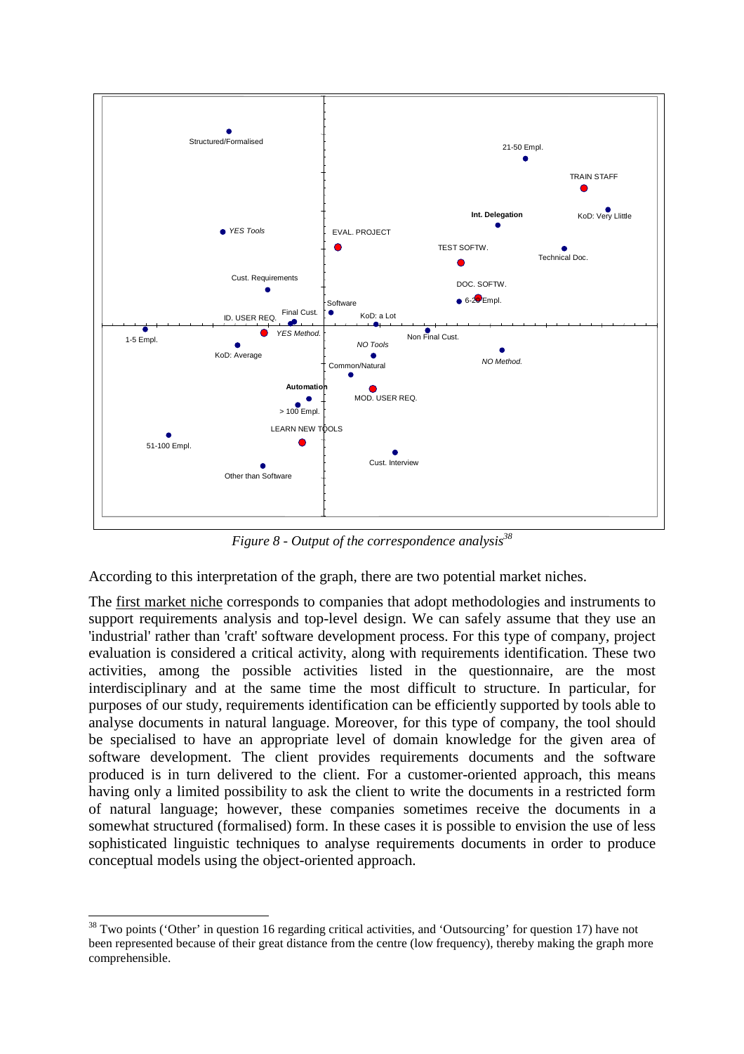*Figure 8 - Output of the correspondence analysis*[38]

According to this interpretation of the graph, there are two potential market niches.

The first market niche corresponds to companies that adopt methodologies and instruments to support requirements analysis and top-level design. We can safely assume that they use an 'industrial' rather than 'craft' software development process. For this type of company, project evaluation is considered a critical activity, along with requirements identification. These two activities, among the possible activities listed in the questionnaire, are the most interdisciplinary and at the same time the most difficult to structure. In particular, for purposes of our study, requirements identification can be efficiently supported by tools able to analyse documents in natural language. Moreover, for this type of company, the tool should be specialised to have an appropriate level of domain knowledge for the given area of software development. The client provides requirements documents and the software produced is in turn delivered to the client. For a customer-oriented approach, this means having only a limited possibility to ask the client to write the documents in a restricted form of natural language; however, these companies sometimes receive the documents in a somewhat structured (formalised) form. In these cases it is possible to envision the use of less sophisticated linguistic techniques to analyse requirements documents in order to produce conceptual models using the object-oriented approach.

[38] Two points ('Other' in question 16 regarding critical activities, and 'Outsourcing' for question 17) have not been represented because of their great distance from the centre (low frequency), thereby making the graph more comprehensible.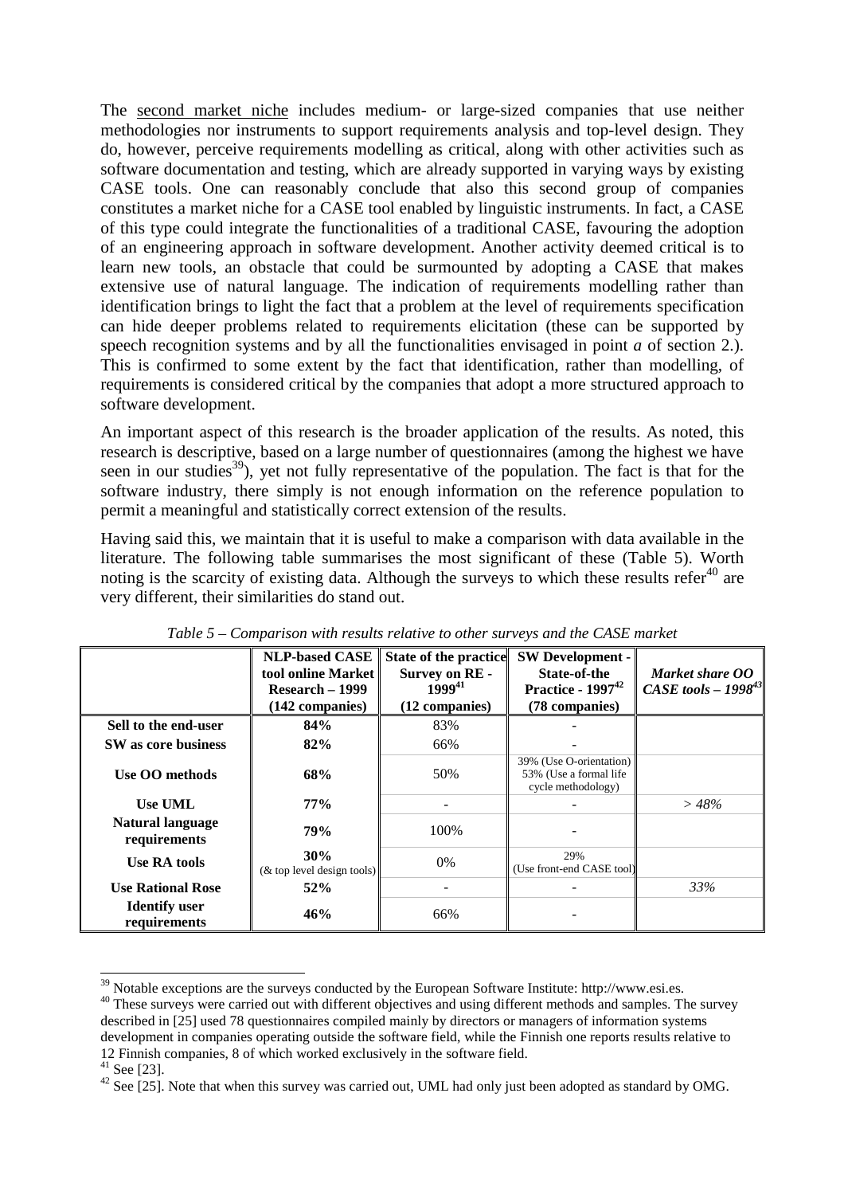The second market niche includes medium- or large-sized companies that use neither methodologies nor instruments to support requirements analysis and top-level design. They do, however, perceive requirements modelling as critical, along with other activities such as software documentation and testing, which are already supported in varying ways by existing CASE tools. One can reasonably conclude that also this second group of companies constitutes a market niche for a CASE tool enabled by linguistic instruments. In fact, a CASE of this type could integrate the functionalities of a traditional CASE, favouring the adoption of an engineering approach in software development. Another activity deemed critical is to learn new tools, an obstacle that could be surmounted by adopting a CASE that makes extensive use of natural language. The indication of requirements modelling rather than identification brings to light the fact that a problem at the level of requirements specification can hide deeper problems related to requirements elicitation (these can be supported by speech recognition systems and by all the functionalities envisaged in point *a* of section 2.). This is confirmed to some extent by the fact that identification, rather than modelling, of requirements is considered critical by the companies that adopt a more structured approach to software development.

An important aspect of this research is the broader application of the results. As noted, this research is descriptive, based on a large number of questionnaires (among the highest we have seen in our studies[39]), yet not fully representative of the population. The fact is that for the software industry, there simply is not enough information on the reference population to permit a meaningful and statistically correct extension of the results.

Having said this, we maintain that it is useful to make a comparison with data available in the literature. The following table summarises the most significant of these (Table 5). Worth noting is the scarcity of existing data. Although the surveys to which these results refer[40] are very different, their similarities do stand out.

*Table 5 – Comparison with results relative to other surveys and the CASE market*

| | **NLP-based CASE tool online Market Research – 1999 (142 companies)** | **State of the practice Survey on RE - 1999[41] (12 companies)** | **SW Development - State-of-the Practice - 1997[42] (78 companies)** | ***Market share OO CASE tools – 1998[43]*** |
|---|---|---|---|---|
| **Sell to the end-user** | **84%** | 83% | - | |
| **SW as core business** | **82%** | 66% | - | |
| **Use OO methods** | **68%** | 50% | 39% (Use O-orientation) 53% (Use a formal life cycle methodology) | |
| **Use UML** | **77%** | - | - | *> 48%* |
| **Natural language requirements** | **79%** | 100% | - | |
| **Use RA tools** | **30%** (& top level design tools) | 0% | 29% (Use front-end CASE tool) | |
| **Use Rational Rose** | **52%** | - | - | *33%* |
| **Identify user requirements** | **46%** | 66% | - | |

[39] Notable exceptions are the surveys conducted by the European Software Institute: http://www.esi.es.

[40] These surveys were carried out with different objectives and using different methods and samples. The survey described in [25] used 78 questionnaires compiled mainly by directors or managers of information systems development in companies operating outside the software field, while the Finnish one reports results relative to 12 Finnish companies, 8 of which worked exclusively in the software field.

[41] See [23].

[42] See [25]. Note that when this survey was carried out, UML had only just been adopted as standard by OMG.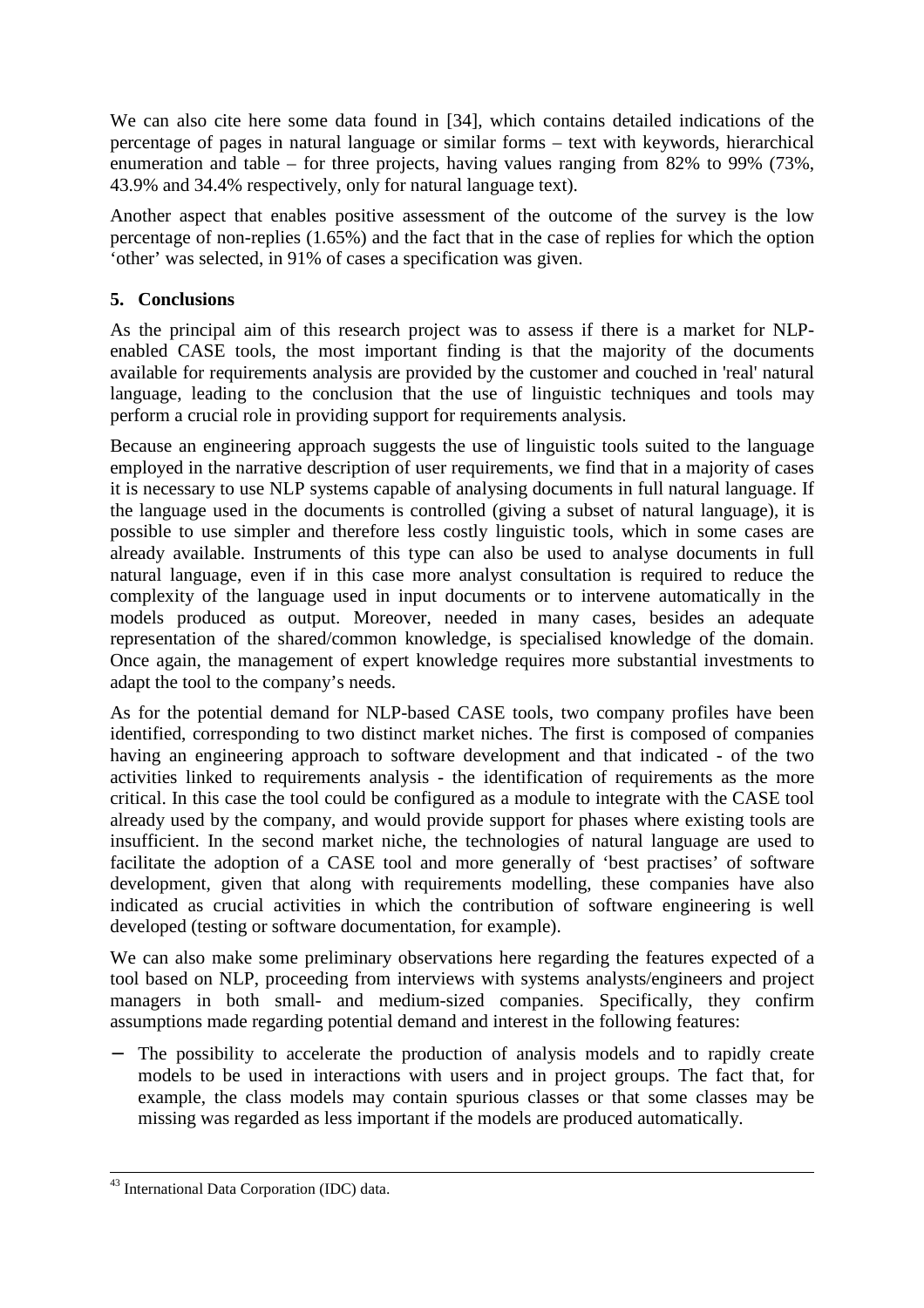We can also cite here some data found in [34], which contains detailed indications of the percentage of pages in natural language or similar forms – text with keywords, hierarchical enumeration and table – for three projects, having values ranging from 82% to 99% (73%, 43.9% and 34.4% respectively, only for natural language text).

Another aspect that enables positive assessment of the outcome of the survey is the low percentage of non-replies (1.65%) and the fact that in the case of replies for which the option 'other' was selected, in 91% of cases a specification was given.

## 5. Conclusions

As the principal aim of this research project was to assess if there is a market for NLP-enabled CASE tools, the most important finding is that the majority of the documents available for requirements analysis are provided by the customer and couched in 'real' natural language, leading to the conclusion that the use of linguistic techniques and tools may perform a crucial role in providing support for requirements analysis.

Because an engineering approach suggests the use of linguistic tools suited to the language employed in the narrative description of user requirements, we find that in a majority of cases it is necessary to use NLP systems capable of analysing documents in full natural language. If the language used in the documents is controlled (giving a subset of natural language), it is possible to use simpler and therefore less costly linguistic tools, which in some cases are already available. Instruments of this type can also be used to analyse documents in full natural language, even if in this case more analyst consultation is required to reduce the complexity of the language used in input documents or to intervene automatically in the models produced as output. Moreover, needed in many cases, besides an adequate representation of the shared/common knowledge, is specialised knowledge of the domain. Once again, the management of expert knowledge requires more substantial investments to adapt the tool to the company's needs.

As for the potential demand for NLP-based CASE tools, two company profiles have been identified, corresponding to two distinct market niches. The first is composed of companies having an engineering approach to software development and that indicated - of the two activities linked to requirements analysis - the identification of requirements as the more critical. In this case the tool could be configured as a module to integrate with the CASE tool already used by the company, and would provide support for phases where existing tools are insufficient. In the second market niche, the technologies of natural language are used to facilitate the adoption of a CASE tool and more generally of 'best practises' of software development, given that along with requirements modelling, these companies have also indicated as crucial activities in which the contribution of software engineering is well developed (testing or software documentation, for example).

We can also make some preliminary observations here regarding the features expected of a tool based on NLP, proceeding from interviews with systems analysts/engineers and project managers in both small- and medium-sized companies. Specifically, they confirm assumptions made regarding potential demand and interest in the following features:

- The possibility to accelerate the production of analysis models and to rapidly create models to be used in interactions with users and in project groups. The fact that, for example, the class models may contain spurious classes or that some classes may be missing was regarded as less important if the models are produced automatically.

[43] International Data Corporation (IDC) data.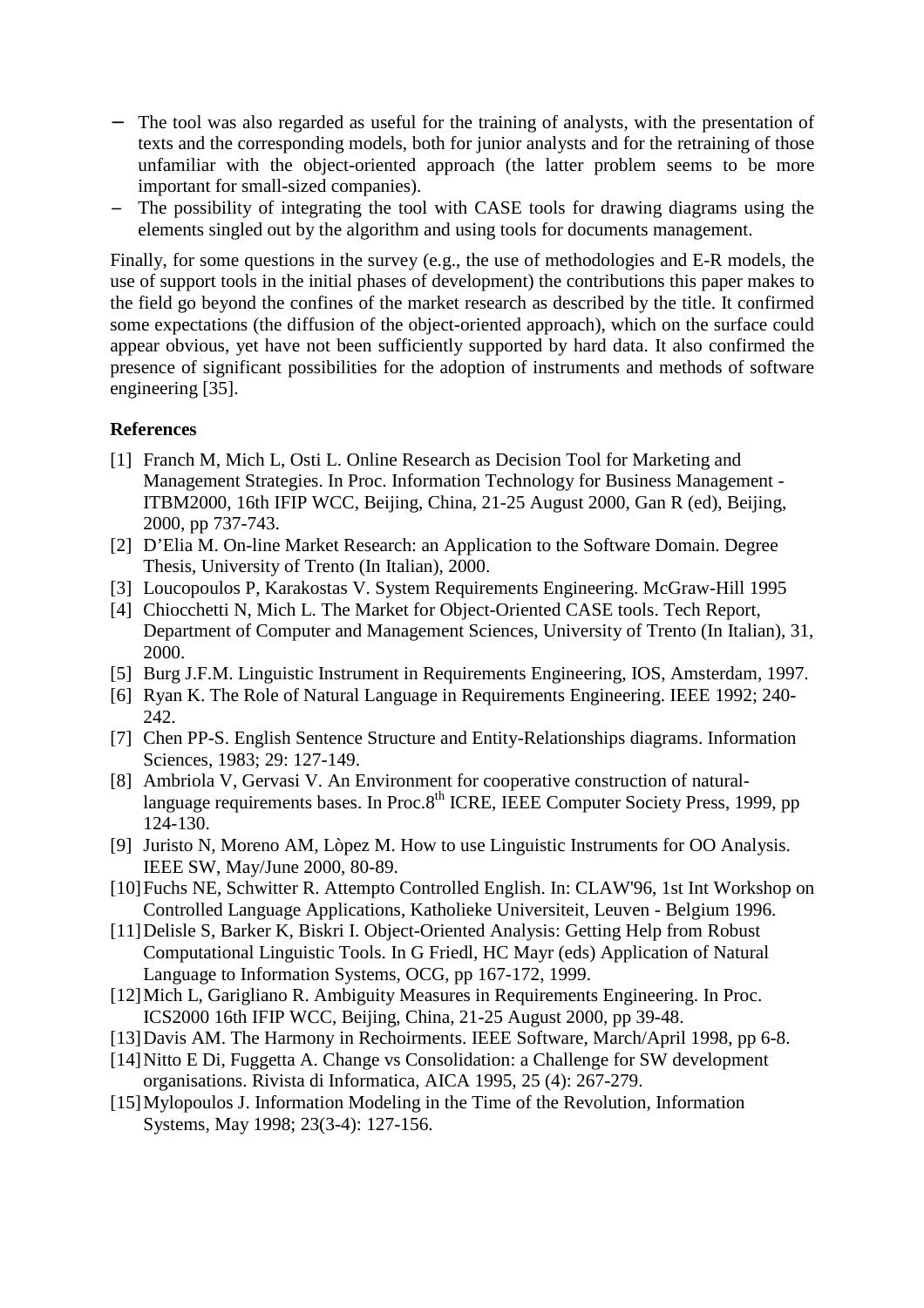- The tool was also regarded as useful for the training of analysts, with the presentation of texts and the corresponding models, both for junior analysts and for the retraining of those unfamiliar with the object-oriented approach (the latter problem seems to be more important for small-sized companies).
- The possibility of integrating the tool with CASE tools for drawing diagrams using the elements singled out by the algorithm and using tools for documents management.

Finally, for some questions in the survey (e.g., the use of methodologies and E-R models, the use of support tools in the initial phases of development) the contributions this paper makes to the field go beyond the confines of the market research as described by the title. It confirmed some expectations (the diffusion of the object-oriented approach), which on the surface could appear obvious, yet have not been sufficiently supported by hard data. It also confirmed the presence of significant possibilities for the adoption of instruments and methods of software engineering [35].

**References**

[1] Franch M, Mich L, Osti L. Online Research as Decision Tool for Marketing and Management Strategies. In Proc. Information Technology for Business Management - ITBM2000, 16th IFIP WCC, Beijing, China, 21-25 August 2000, Gan R (ed), Beijing, 2000, pp 737-743.

[2] D'Elia M. On-line Market Research: an Application to the Software Domain. Degree Thesis, University of Trento (In Italian), 2000.

[3] Loucopoulos P, Karakostas V. System Requirements Engineering. McGraw-Hill 1995

[4] Chiocchetti N, Mich L. The Market for Object-Oriented CASE tools. Tech Report, Department of Computer and Management Sciences, University of Trento (In Italian), 31, 2000.

[5] Burg J.F.M. Linguistic Instrument in Requirements Engineering, IOS, Amsterdam, 1997.

[6] Ryan K. The Role of Natural Language in Requirements Engineering. IEEE 1992; 240-242.

[7] Chen PP-S. English Sentence Structure and Entity-Relationships diagrams. Information Sciences, 1983; 29: 127-149.

[8] Ambriola V, Gervasi V. An Environment for cooperative construction of natural-language requirements bases. In Proc.8th ICRE, IEEE Computer Society Press, 1999, pp 124-130.

[9] Juristo N, Moreno AM, Lòpez M. How to use Linguistic Instruments for OO Analysis. IEEE SW, May/June 2000, 80-89.

[10] Fuchs NE, Schwitter R. Attempto Controlled English. In: CLAW'96, 1st Int Workshop on Controlled Language Applications, Katholieke Universiteit, Leuven - Belgium 1996.

[11] Delisle S, Barker K, Biskri I. Object-Oriented Analysis: Getting Help from Robust Computational Linguistic Tools. In G Friedl, HC Mayr (eds) Application of Natural Language to Information Systems, OCG, pp 167-172, 1999.

[12] Mich L, Garigliano R. Ambiguity Measures in Requirements Engineering. In Proc. ICS2000 16th IFIP WCC, Beijing, China, 21-25 August 2000, pp 39-48.

[13] Davis AM. The Harmony in Rechoirments. IEEE Software, March/April 1998, pp 6-8.

[14] Nitto E Di, Fuggetta A. Change vs Consolidation: a Challenge for SW development organisations. Rivista di Informatica, AICA 1995, 25 (4): 267-279.

[15] Mylopoulos J. Information Modeling in the Time of the Revolution, Information Systems, May 1998; 23(3-4): 127-156.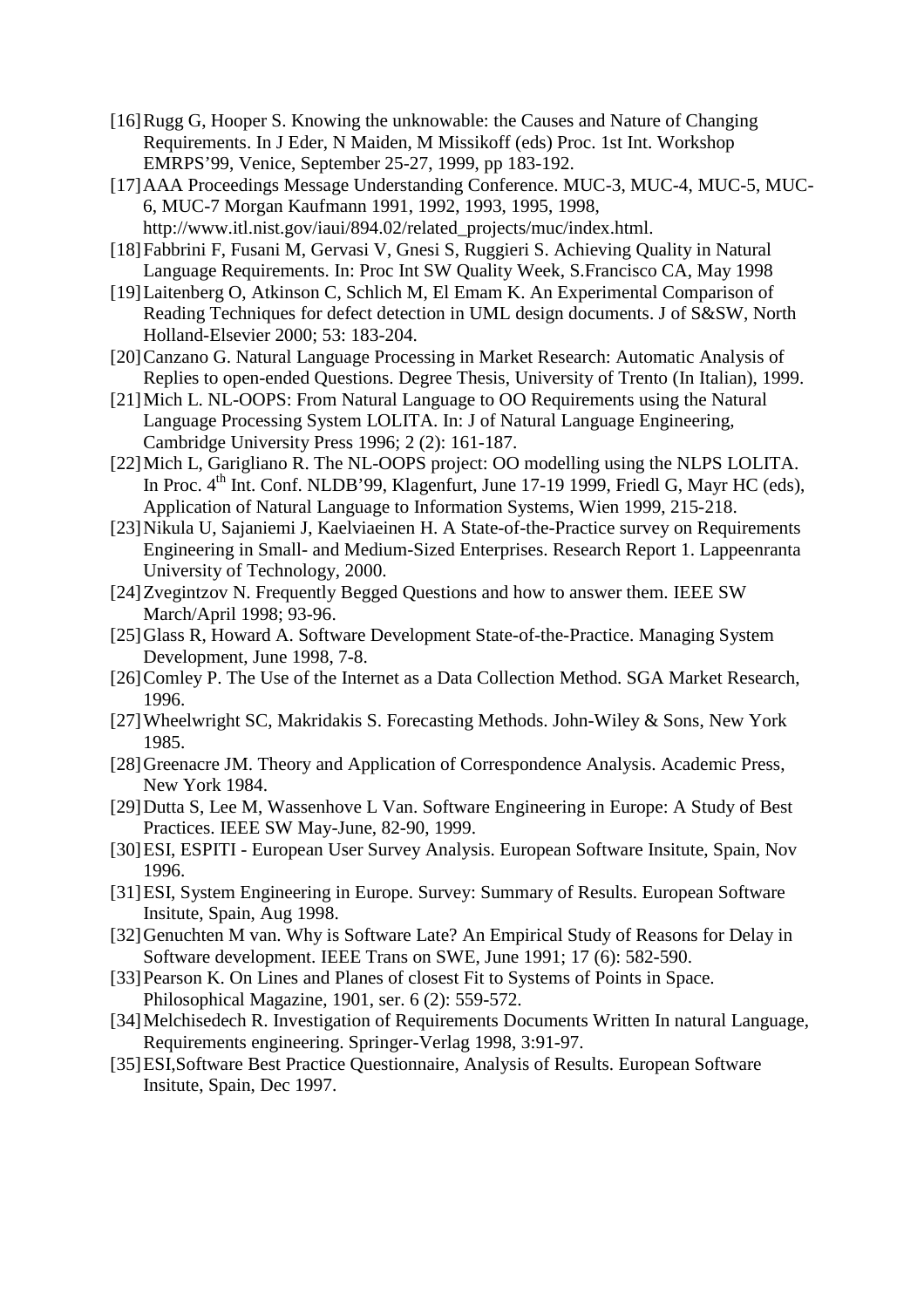[16] Rugg G, Hooper S. Knowing the unknowable: the Causes and Nature of Changing Requirements. In J Eder, N Maiden, M Missikoff (eds) Proc. 1st Int. Workshop EMRPS'99, Venice, September 25-27, 1999, pp 183-192.

[17] AAA Proceedings Message Understanding Conference. MUC-3, MUC-4, MUC-5, MUC-6, MUC-7 Morgan Kaufmann 1991, 1992, 1993, 1995, 1998, http://www.itl.nist.gov/iaui/894.02/related_projects/muc/index.html.

[18] Fabbrini F, Fusani M, Gervasi V, Gnesi S, Ruggieri S. Achieving Quality in Natural Language Requirements. In: Proc Int SW Quality Week, S.Francisco CA, May 1998

[19] Laitenberg O, Atkinson C, Schlich M, El Emam K. An Experimental Comparison of Reading Techniques for defect detection in UML design documents. J of S&SW, North Holland-Elsevier 2000; 53: 183-204.

[20] Canzano G. Natural Language Processing in Market Research: Automatic Analysis of Replies to open-ended Questions. Degree Thesis, University of Trento (In Italian), 1999.

[21] Mich L. NL-OOPS: From Natural Language to OO Requirements using the Natural Language Processing System LOLITA. In: J of Natural Language Engineering, Cambridge University Press 1996; 2 (2): 161-187.

[22] Mich L, Garigliano R. The NL-OOPS project: OO modelling using the NLPS LOLITA. In Proc. 4th Int. Conf. NLDB'99, Klagenfurt, June 17-19 1999, Friedl G, Mayr HC (eds), Application of Natural Language to Information Systems, Wien 1999, 215-218.

[23] Nikula U, Sajaniemi J, Kaelviaeinen H. A State-of-the-Practice survey on Requirements Engineering in Small- and Medium-Sized Enterprises. Research Report 1. Lappeenranta University of Technology, 2000.

[24] Zvegintzov N. Frequently Begged Questions and how to answer them. IEEE SW March/April 1998; 93-96.

[25] Glass R, Howard A. Software Development State-of-the-Practice. Managing System Development, June 1998, 7-8.

[26] Comley P. The Use of the Internet as a Data Collection Method. SGA Market Research, 1996.

[27] Wheelwright SC, Makridakis S. Forecasting Methods. John-Wiley & Sons, New York 1985.

[28] Greenacre JM. Theory and Application of Correspondence Analysis. Academic Press, New York 1984.

[29] Dutta S, Lee M, Wassenhove L Van. Software Engineering in Europe: A Study of Best Practices. IEEE SW May-June, 82-90, 1999.

[30] ESI, ESPITI - European User Survey Analysis. European Software Insitute, Spain, Nov 1996.

[31] ESI, System Engineering in Europe. Survey: Summary of Results. European Software Insitute, Spain, Aug 1998.

[32] Genuchten M van. Why is Software Late? An Empirical Study of Reasons for Delay in Software development. IEEE Trans on SWE, June 1991; 17 (6): 582-590.

[33] Pearson K. On Lines and Planes of closest Fit to Systems of Points in Space. Philosophical Magazine, 1901, ser. 6 (2): 559-572.

[34] Melchisedech R. Investigation of Requirements Documents Written In natural Language, Requirements engineering. Springer-Verlag 1998, 3:91-97.

[35] ESI,Software Best Practice Questionnaire, Analysis of Results. European Software Insitute, Spain, Dec 1997.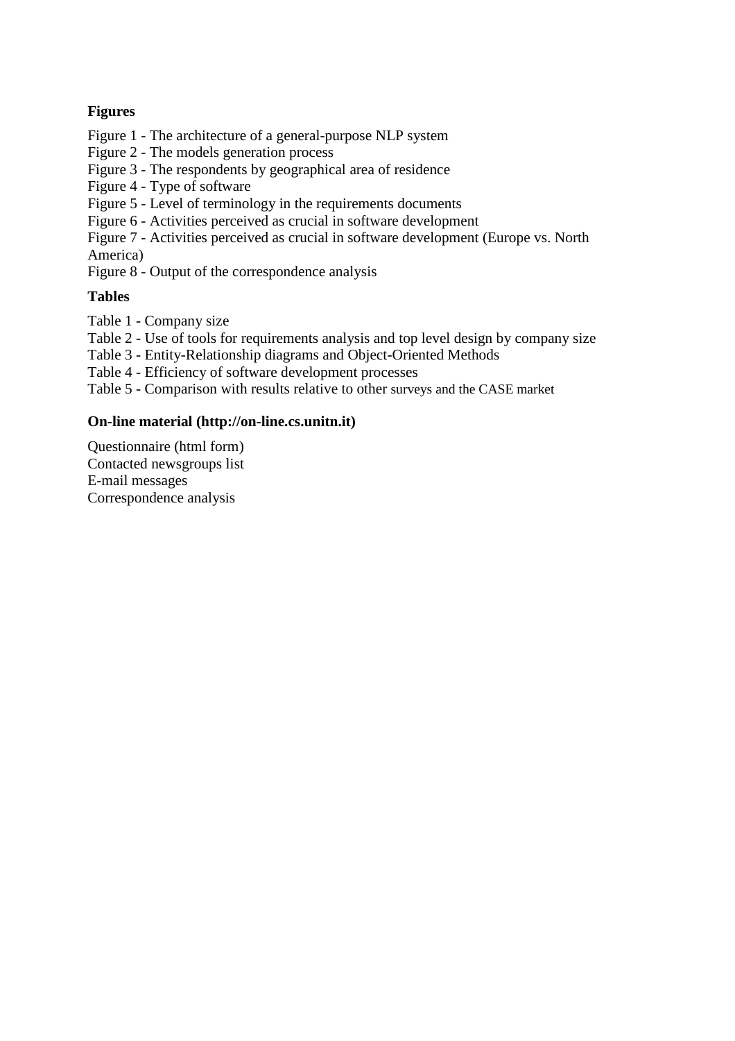**Figures**

Figure 1 - The architecture of a general-purpose NLP system
Figure 2 - The models generation process
Figure 3 - The respondents by geographical area of residence
Figure 4 - Type of software
Figure 5 - Level of terminology in the requirements documents
Figure 6 - Activities perceived as crucial in software development
Figure 7 - Activities perceived as crucial in software development (Europe vs. North America)
Figure 8 - Output of the correspondence analysis

**Tables**

Table 1 - Company size
Table 2 - Use of tools for requirements analysis and top level design by company size
Table 3 - Entity-Relationship diagrams and Object-Oriented Methods
Table 4 - Efficiency of software development processes
Table 5 - Comparison with results relative to other surveys and the CASE market

**On-line material (http://on-line.cs.unitn.it)**

Questionnaire (html form)
Contacted newsgroups list
E-mail messages
Correspondence analysis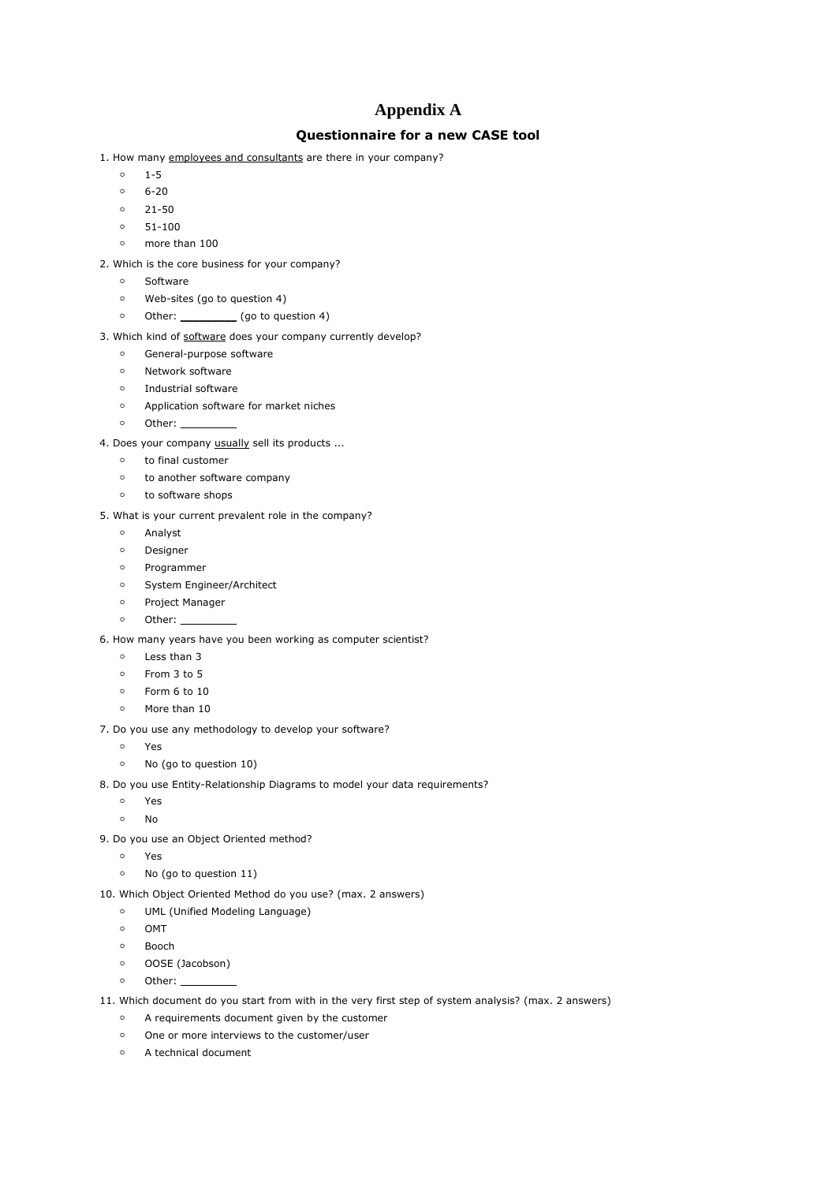# Appendix A

## Questionnaire for a new CASE tool

1. How many employees and consultants are there in your company?
   - 1-5
   - 6-20
   - 21-50
   - 51-100
   - more than 100

2. Which is the core business for your company?
   - Software
   - Web-sites (go to question 4)
   - Other: _________ (go to question 4)

3. Which kind of software does your company currently develop?
   - General-purpose software
   - Network software
   - Industrial software
   - Application software for market niches
   - Other: _________

4. Does your company usually sell its products ...
   - to final customer
   - to another software company
   - to software shops

5. What is your current prevalent role in the company?
   - Analyst
   - Designer
   - Programmer
   - System Engineer/Architect
   - Project Manager
   - Other: _________

6. How many years have you been working as computer scientist?
   - Less than 3
   - From 3 to 5
   - Form 6 to 10
   - More than 10

7. Do you use any methodology to develop your software?
   - Yes
   - No (go to question 10)

8. Do you use Entity-Relationship Diagrams to model your data requirements?
   - Yes
   - No

9. Do you use an Object Oriented method?
   - Yes
   - No (go to question 11)

10. Which Object Oriented Method do you use? (max. 2 answers)
    - UML (Unified Modeling Language)
    - OMT
    - Booch
    - OOSE (Jacobson)
    - Other: _________

11. Which document do you start from with in the very first step of system analysis? (max. 2 answers)
    - A requirements document given by the customer
    - One or more interviews to the customer/user
    - A technical document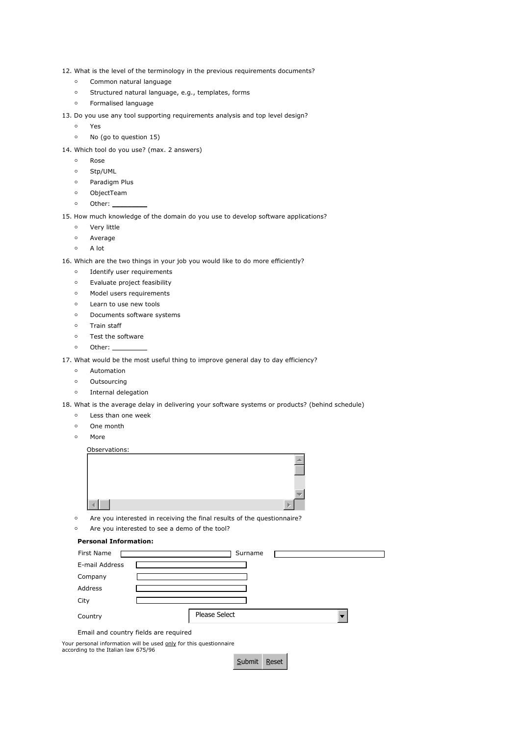12. What is the level of the terminology in the previous requirements documents?
    - Common natural language
    - Structured natural language, e.g., templates, forms
    - Formalised language
13. Do you use any tool supporting requirements analysis and top level design?
    - Yes
    - No (go to question 15)
14. Which tool do you use? (max. 2 answers)
    - Rose
    - Stp/UML
    - Paradigm Plus
    - ObjectTeam
    - Other: ________
15. How much knowledge of the domain do you use to develop software applications?
    - Very little
    - Average
    - A lot
16. Which are the two things in your job you would like to do more efficiently?
    - Identify user requirements
    - Evaluate project feasibility
    - Model users requirements
    - Learn to use new tools
    - Documents software systems
    - Train staff
    - Test the software
    - Other: ________
17. What would be the most useful thing to improve general day to day efficiency?
    - Automation
    - Outsourcing
    - Internal delegation
18. What is the average delay in delivering your software systems or products? (behind schedule)
    - Less than one week
    - One month
    - More

    Observations:

- Are you interested in receiving the final results of the questionnaire?
- Are you interested to see a demo of the tool?

**Personal Information:**

First Name ________ Surname ________

E-mail Address ________

Company ________

Address ________

City ________

Country Please Select

Email and country fields are required

Your personal information will be used only for this questionnaire according to the Italian law 675/96

Submit Reset